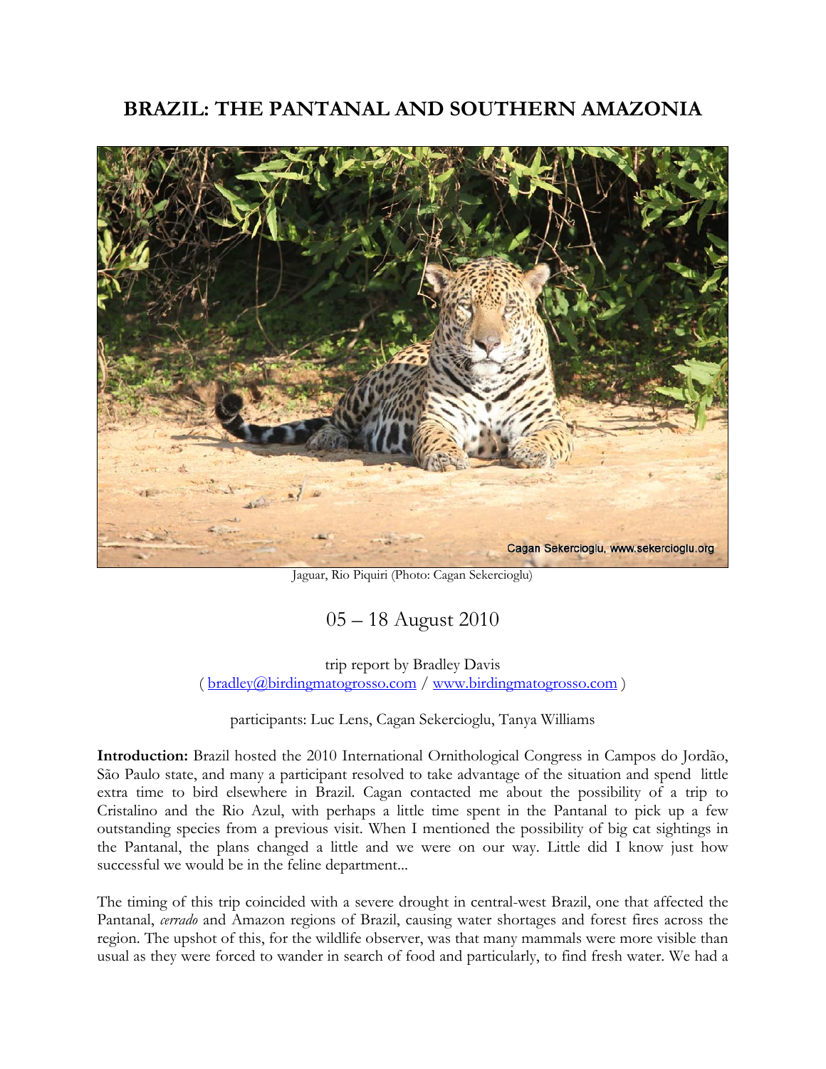# BRAZIL: THE PANTANAL AND SOUTHERN AMAZONIA

Jaguar, Rio Piquiri (Photo: Cagan Sekercioglu)

05 – 18 August 2010

trip report by Bradley Davis
( bradley@birdingmatogrosso.com / www.birdingmatogrosso.com )

participants: Luc Lens, Cagan Sekercioglu, Tanya Williams

**Introduction:** Brazil hosted the 2010 International Ornithological Congress in Campos do Jordão, São Paulo state, and many a participant resolved to take advantage of the situation and spend little extra time to bird elsewhere in Brazil. Cagan contacted me about the possibility of a trip to Cristalino and the Rio Azul, with perhaps a little time spent in the Pantanal to pick up a few outstanding species from a previous visit. When I mentioned the possibility of big cat sightings in the Pantanal, the plans changed a little and we were on our way. Little did I know just how successful we would be in the feline department...

The timing of this trip coincided with a severe drought in central-west Brazil, one that affected the Pantanal, *cerrado* and Amazon regions of Brazil, causing water shortages and forest fires across the region. The upshot of this, for the wildlife observer, was that many mammals were more visible than usual as they were forced to wander in search of food and particularly, to find fresh water. We had a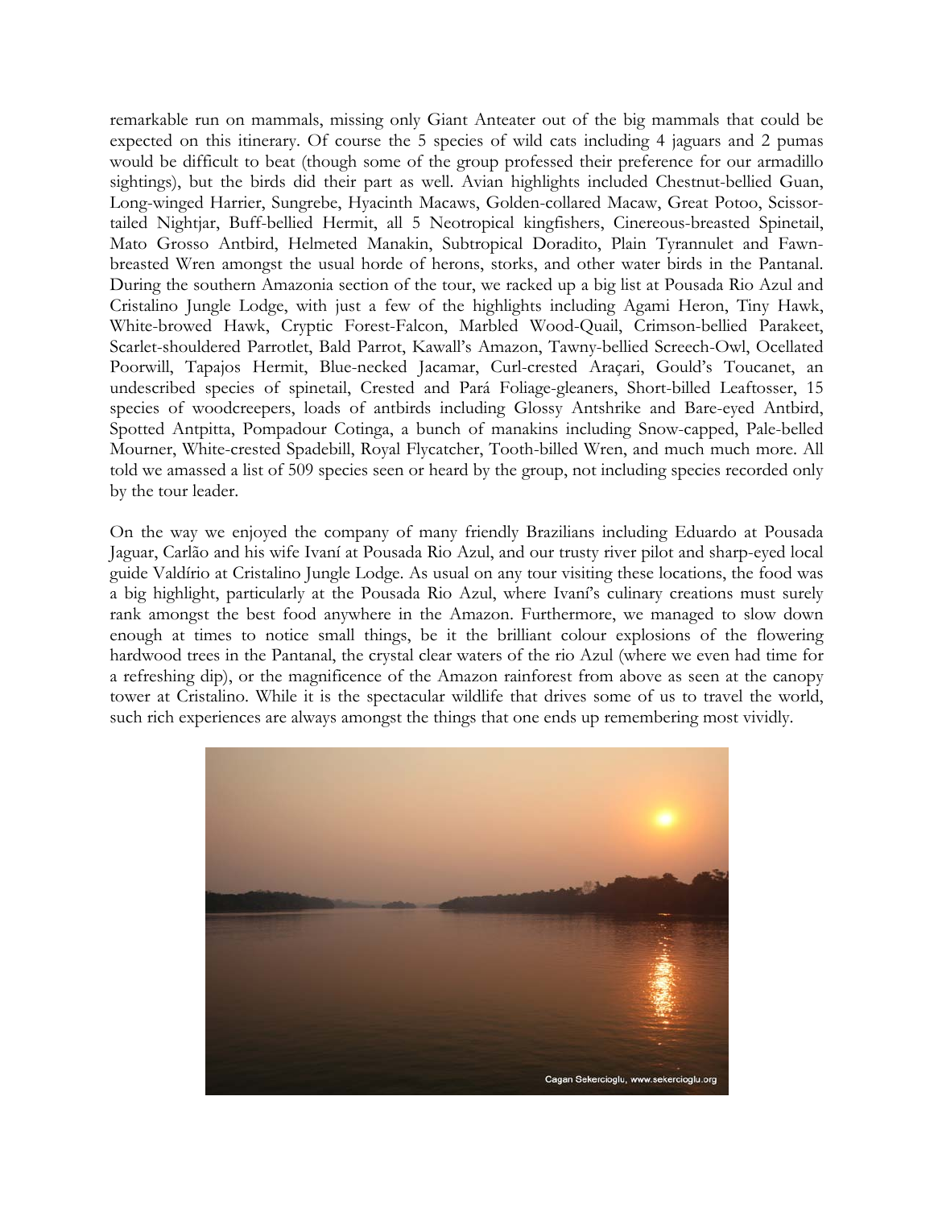remarkable run on mammals, missing only Giant Anteater out of the big mammals that could be expected on this itinerary. Of course the 5 species of wild cats including 4 jaguars and 2 pumas would be difficult to beat (though some of the group professed their preference for our armadillo sightings), but the birds did their part as well. Avian highlights included Chestnut-bellied Guan, Long-winged Harrier, Sungrebe, Hyacinth Macaws, Golden-collared Macaw, Great Potoo, Scissor-tailed Nightjar, Buff-bellied Hermit, all 5 Neotropical kingfishers, Cinereous-breasted Spinetail, Mato Grosso Antbird, Helmeted Manakin, Subtropical Doradito, Plain Tyrannulet and Fawn-breasted Wren amongst the usual horde of herons, storks, and other water birds in the Pantanal. During the southern Amazonia section of the tour, we racked up a big list at Pousada Rio Azul and Cristalino Jungle Lodge, with just a few of the highlights including Agami Heron, Tiny Hawk, White-browed Hawk, Cryptic Forest-Falcon, Marbled Wood-Quail, Crimson-bellied Parakeet, Scarlet-shouldered Parrotlet, Bald Parrot, Kawall's Amazon, Tawny-bellied Screech-Owl, Ocellated Poorwill, Tapajos Hermit, Blue-necked Jacamar, Curl-crested Araçari, Gould's Toucanet, an undescribed species of spinetail, Crested and Pará Foliage-gleaners, Short-billed Leaftosser, 15 species of woodcreepers, loads of antbirds including Glossy Antshrike and Bare-eyed Antbird, Spotted Antpitta, Pompadour Cotinga, a bunch of manakins including Snow-capped, Pale-belled Mourner, White-crested Spadebill, Royal Flycatcher, Tooth-billed Wren, and much much more. All told we amassed a list of 509 species seen or heard by the group, not including species recorded only by the tour leader.

On the way we enjoyed the company of many friendly Brazilians including Eduardo at Pousada Jaguar, Carlão and his wife Ivaní at Pousada Rio Azul, and our trusty river pilot and sharp-eyed local guide Valdírio at Cristalino Jungle Lodge. As usual on any tour visiting these locations, the food was a big highlight, particularly at the Pousada Rio Azul, where Ivaní's culinary creations must surely rank amongst the best food anywhere in the Amazon. Furthermore, we managed to slow down enough at times to notice small things, be it the brilliant colour explosions of the flowering hardwood trees in the Pantanal, the crystal clear waters of the rio Azul (where we even had time for a refreshing dip), or the magnificence of the Amazon rainforest from above as seen at the canopy tower at Cristalino. While it is the spectacular wildlife that drives some of us to travel the world, such rich experiences are always amongst the things that one ends up remembering most vividly.

Cagan Sekercioglu, www.sekercioglu.org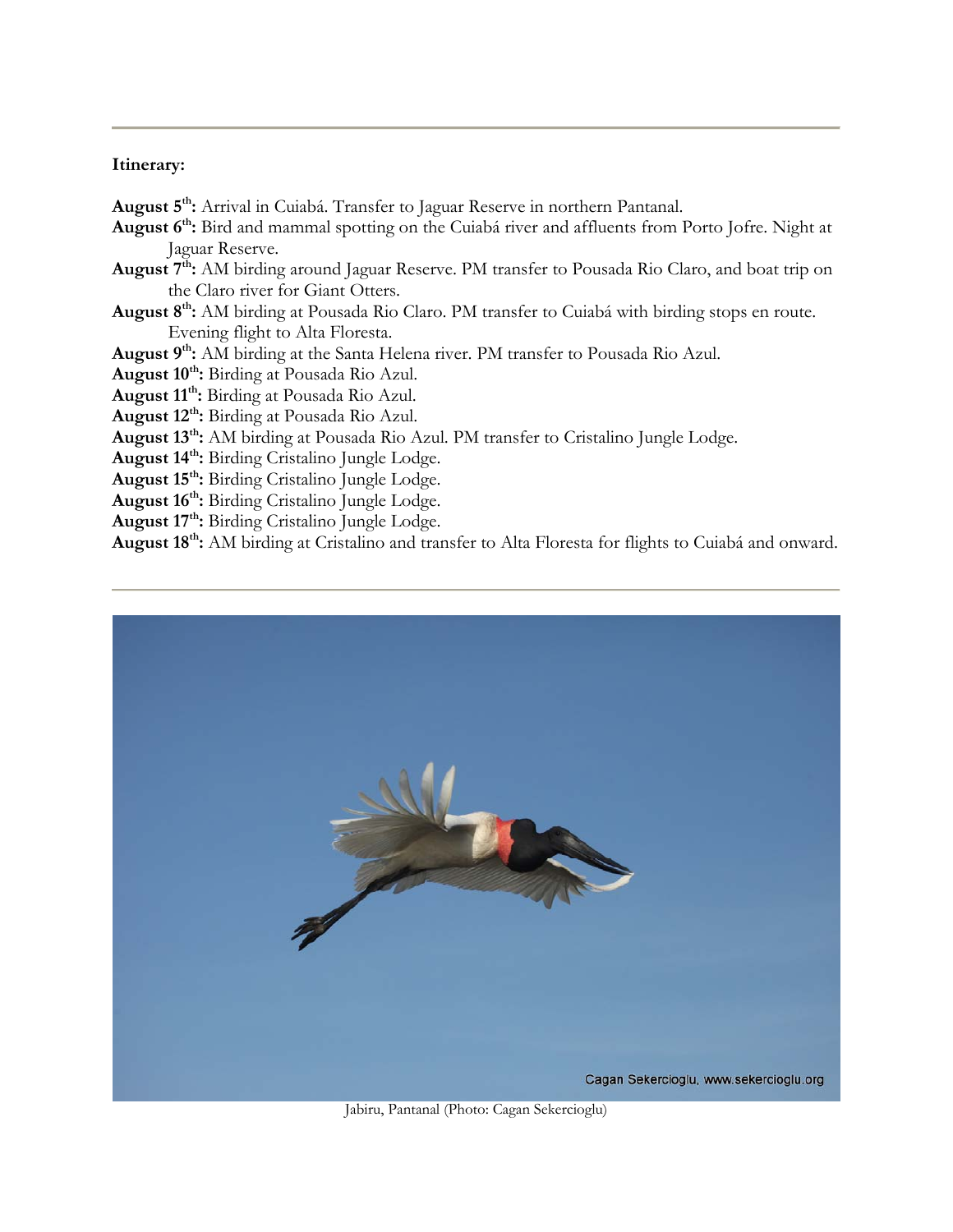**Itinerary:**

**August 5th:** Arrival in Cuiabá. Transfer to Jaguar Reserve in northern Pantanal.
**August 6th:** Bird and mammal spotting on the Cuiabá river and affluents from Porto Jofre. Night at Jaguar Reserve.
**August 7th:** AM birding around Jaguar Reserve. PM transfer to Pousada Rio Claro, and boat trip on the Claro river for Giant Otters.
**August 8th:** AM birding at Pousada Rio Claro. PM transfer to Cuiabá with birding stops en route. Evening flight to Alta Floresta.
**August 9th:** AM birding at the Santa Helena river. PM transfer to Pousada Rio Azul.
**August 10th:** Birding at Pousada Rio Azul.
**August 11th:** Birding at Pousada Rio Azul.
**August 12th:** Birding at Pousada Rio Azul.
**August 13th:** AM birding at Pousada Rio Azul. PM transfer to Cristalino Jungle Lodge.
**August 14th:** Birding Cristalino Jungle Lodge.
**August 15th:** Birding Cristalino Jungle Lodge.
**August 16th:** Birding Cristalino Jungle Lodge.
**August 17th:** Birding Cristalino Jungle Lodge.
**August 18th:** AM birding at Cristalino and transfer to Alta Floresta for flights to Cuiabá and onward.

Jabiru, Pantanal (Photo: Cagan Sekercioglu)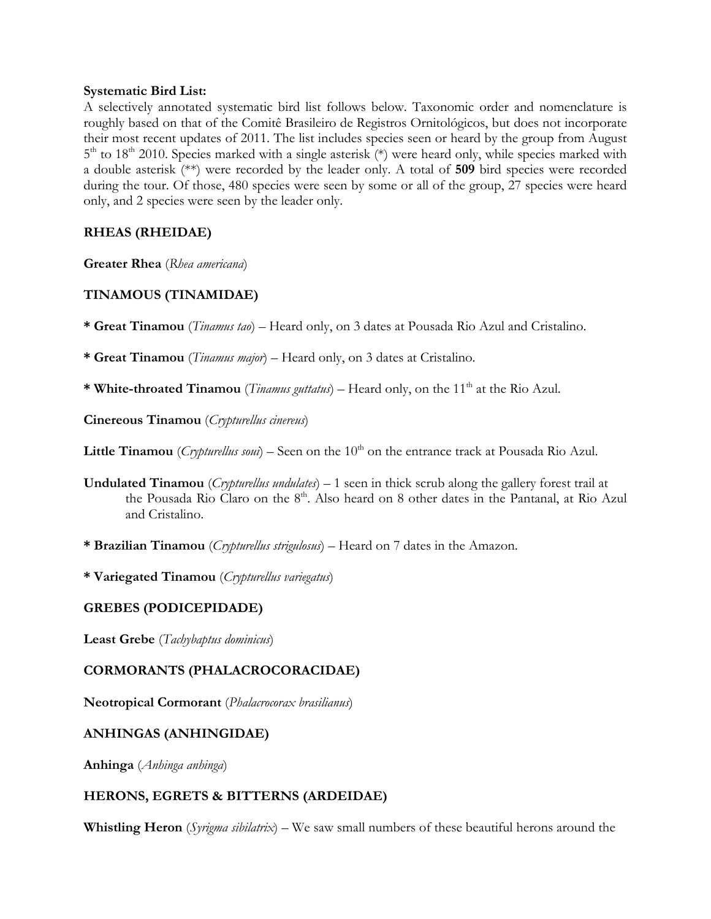**Systematic Bird List:**

A selectively annotated systematic bird list follows below. Taxonomic order and nomenclature is roughly based on that of the Comitê Brasileiro de Registros Ornitológicos, but does not incorporate their most recent updates of 2011. The list includes species seen or heard by the group from August 5th to 18th 2010. Species marked with a single asterisk (*) were heard only, while species marked with a double asterisk (**) were recorded by the leader only. A total of **509** bird species were recorded during the tour. Of those, 480 species were seen by some or all of the group, 27 species were heard only, and 2 species were seen by the leader only.

## RHEAS (RHEIDAE)

**Greater Rhea** (*Rhea americana*)

## TINAMOUS (TINAMIDAE)

**\* Great Tinamou** (*Tinamus tao*) – Heard only, on 3 dates at Pousada Rio Azul and Cristalino.

**\* Great Tinamou** (*Tinamus major*) – Heard only, on 3 dates at Cristalino.

**\* White-throated Tinamou** (*Tinamus guttatus*) – Heard only, on the 11th at the Rio Azul.

**Cinereous Tinamou** (*Crypturellus cinereus*)

**Little Tinamou** (*Crypturellus soui*) – Seen on the 10th on the entrance track at Pousada Rio Azul.

**Undulated Tinamou** (*Crypturellus undulates*) – 1 seen in thick scrub along the gallery forest trail at the Pousada Rio Claro on the 8th. Also heard on 8 other dates in the Pantanal, at Rio Azul and Cristalino.

**\* Brazilian Tinamou** (*Crypturellus strigulosus*) – Heard on 7 dates in the Amazon.

**\* Variegated Tinamou** (*Crypturellus variegatus*)

## GREBES (PODICEPIDADE)

**Least Grebe** (*Tachybaptus dominicus*)

## CORMORANTS (PHALACROCORACIDAE)

**Neotropical Cormorant** (*Phalacrocorax brasilianus*)

## ANHINGAS (ANHINGIDAE)

**Anhinga** (*Anhinga anhinga*)

## HERONS, EGRETS & BITTERNS (ARDEIDAE)

**Whistling Heron** (*Syrigma sibilatrix*) – We saw small numbers of these beautiful herons around the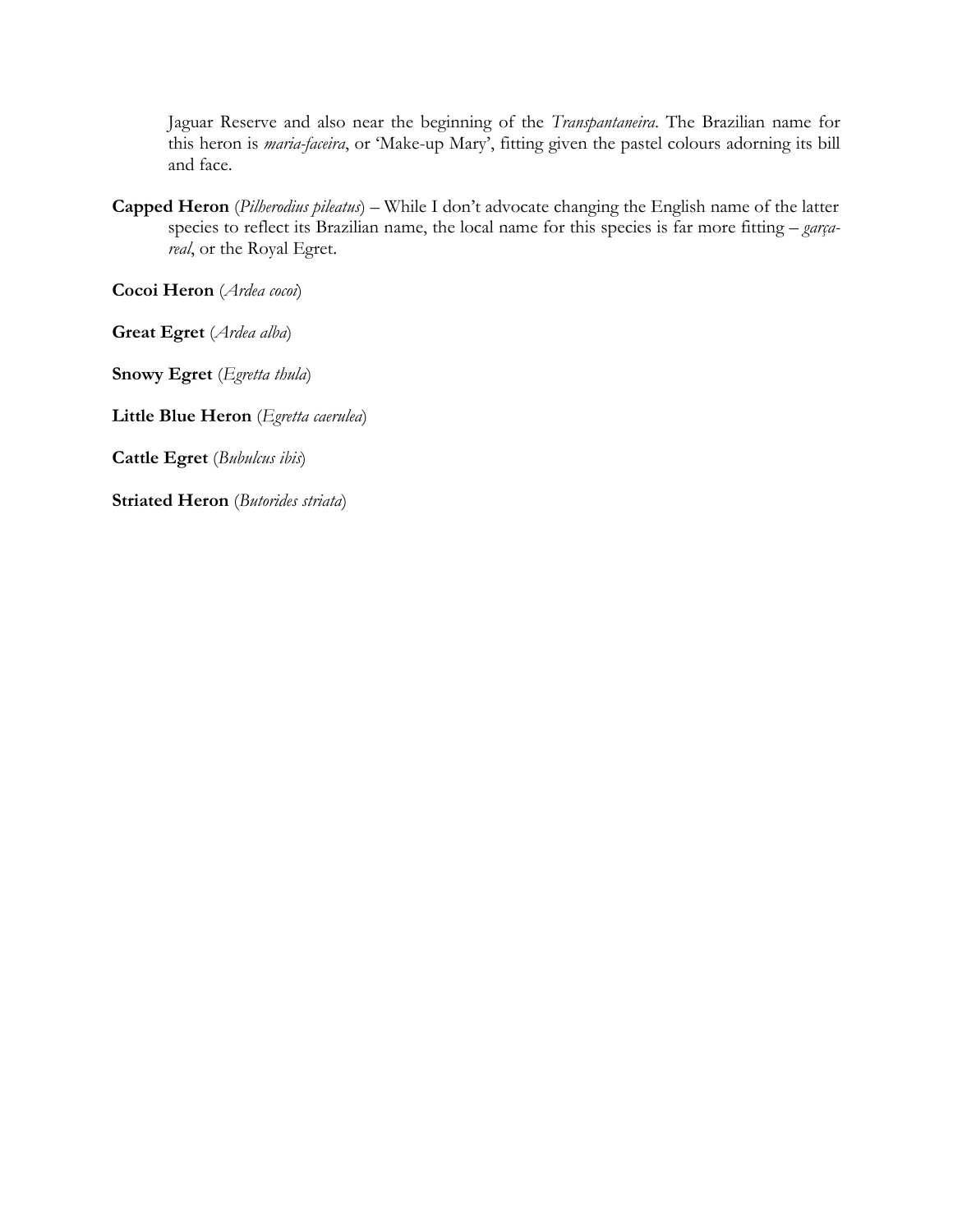Jaguar Reserve and also near the beginning of the *Transpantaneira*. The Brazilian name for this heron is *maria-faceira*, or 'Make-up Mary', fitting given the pastel colours adorning its bill and face.

**Capped Heron** (*Pilherodius pileatus*) – While I don't advocate changing the English name of the latter species to reflect its Brazilian name, the local name for this species is far more fitting – *garça-real*, or the Royal Egret.

**Cocoi Heron** (*Ardea cocoi*)

**Great Egret** (*Ardea alba*)

**Snowy Egret** (*Egretta thula*)

**Little Blue Heron** (*Egretta caerulea*)

**Cattle Egret** (*Bubulcus ibis*)

**Striated Heron** (*Butorides striata*)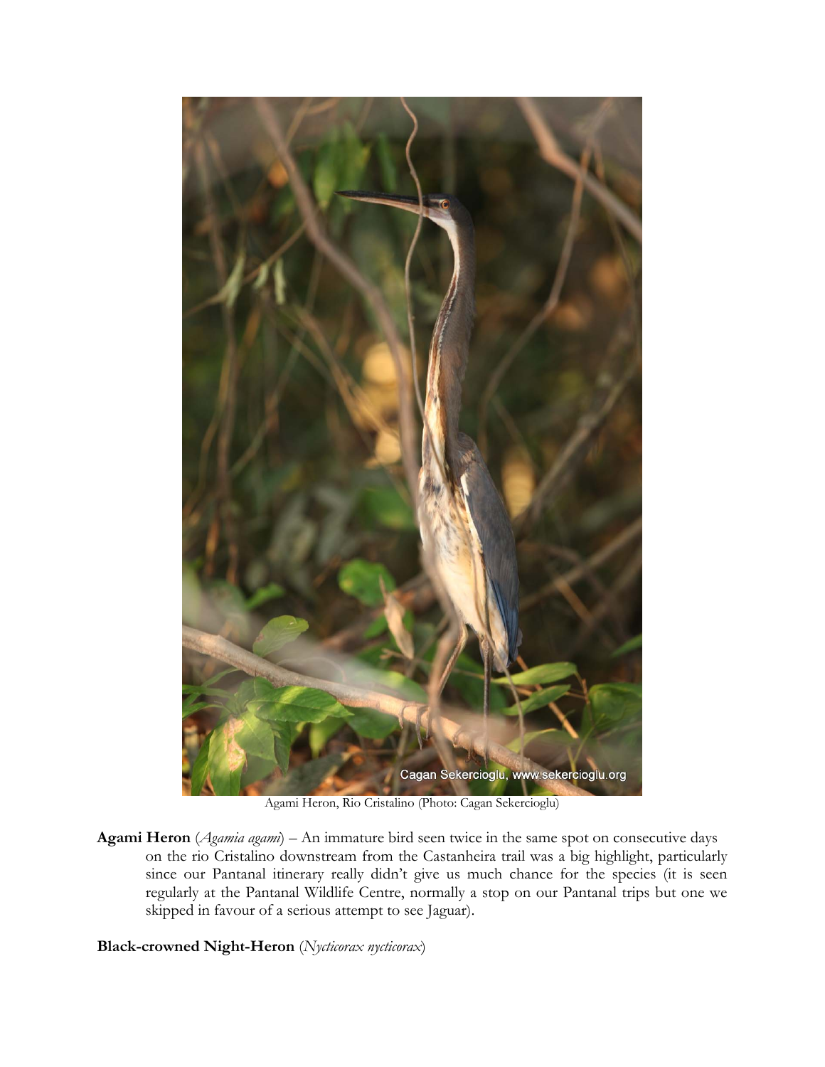Agami Heron, Rio Cristalino (Photo: Cagan Sekercioglu)

**Agami Heron** (*Agamia agami*) – An immature bird seen twice in the same spot on consecutive days on the rio Cristalino downstream from the Castanheira trail was a big highlight, particularly since our Pantanal itinerary really didn't give us much chance for the species (it is seen regularly at the Pantanal Wildlife Centre, normally a stop on our Pantanal trips but one we skipped in favour of a serious attempt to see Jaguar).

**Black-crowned Night-Heron** (*Nycticorax nycticorax*)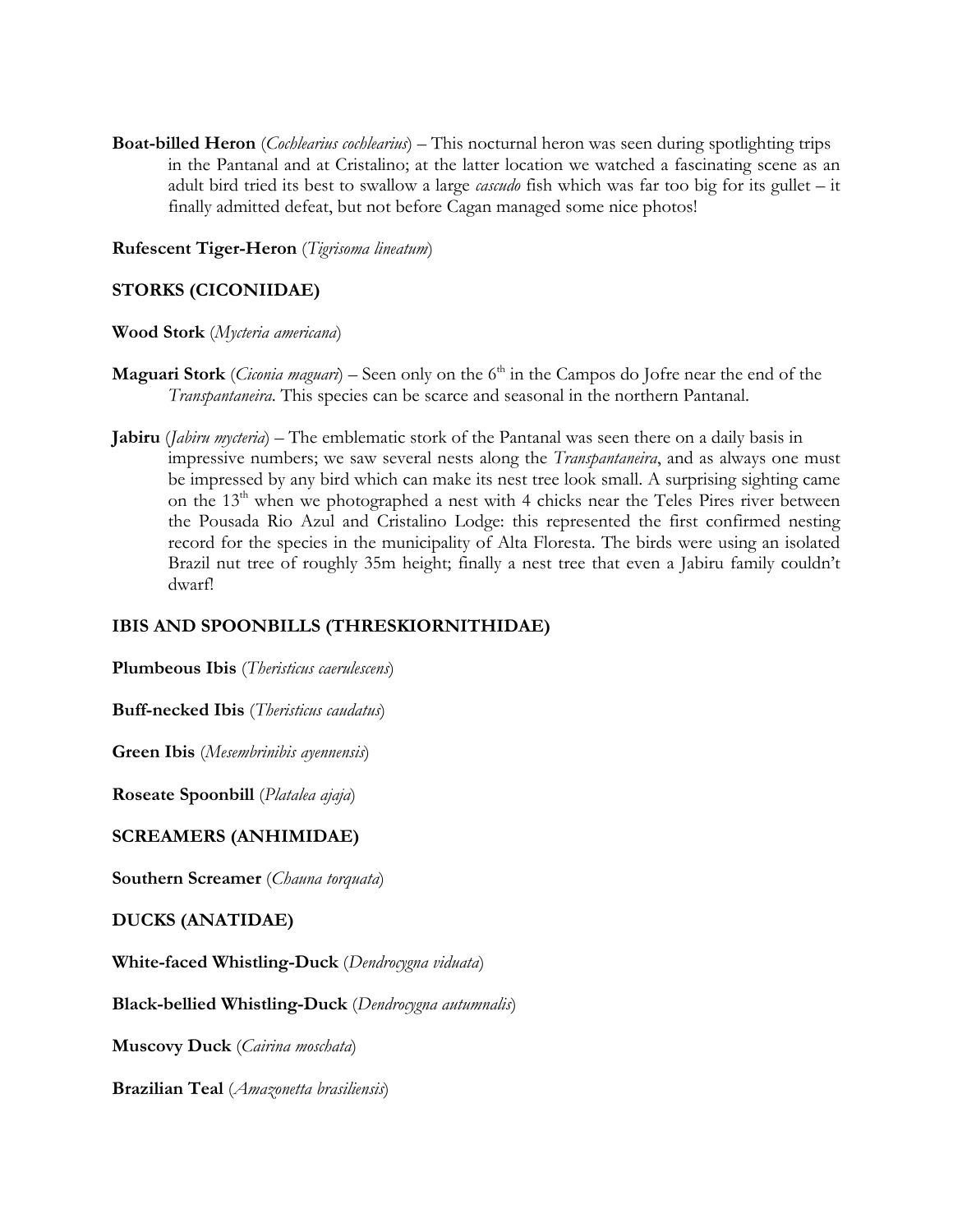**Boat-billed Heron** (*Cochlearius cochlearius*) – This nocturnal heron was seen during spotlighting trips in the Pantanal and at Cristalino; at the latter location we watched a fascinating scene as an adult bird tried its best to swallow a large *cascudo* fish which was far too big for its gullet – it finally admitted defeat, but not before Cagan managed some nice photos!

**Rufescent Tiger-Heron** (*Tigrisoma lineatum*)

### STORKS (CICONIIDAE)

**Wood Stork** (*Mycteria americana*)

**Maguari Stork** (*Ciconia maguari*) – Seen only on the 6th in the Campos do Jofre near the end of the *Transpantaneira*. This species can be scarce and seasonal in the northern Pantanal.

**Jabiru** (*Jabiru mycteria*) – The emblematic stork of the Pantanal was seen there on a daily basis in impressive numbers; we saw several nests along the *Transpantaneira*, and as always one must be impressed by any bird which can make its nest tree look small. A surprising sighting came on the 13th when we photographed a nest with 4 chicks near the Teles Pires river between the Pousada Rio Azul and Cristalino Lodge: this represented the first confirmed nesting record for the species in the municipality of Alta Floresta. The birds were using an isolated Brazil nut tree of roughly 35m height; finally a nest tree that even a Jabiru family couldn't dwarf!

### IBIS AND SPOONBILLS (THRESKIORNITHIDAE)

**Plumbeous Ibis** (*Theristicus caerulescens*)

**Buff-necked Ibis** (*Theristicus caudatus*)

**Green Ibis** (*Mesembrinibis cayennensis*)

**Roseate Spoonbill** (*Platalea ajaja*)

### SCREAMERS (ANHIMIDAE)

**Southern Screamer** (*Chauna torquata*)

### DUCKS (ANATIDAE)

**White-faced Whistling-Duck** (*Dendrocygna viduata*)

**Black-bellied Whistling-Duck** (*Dendrocygna autumnalis*)

**Muscovy Duck** (*Cairina moschata*)

**Brazilian Teal** (*Amazonetta brasiliensis*)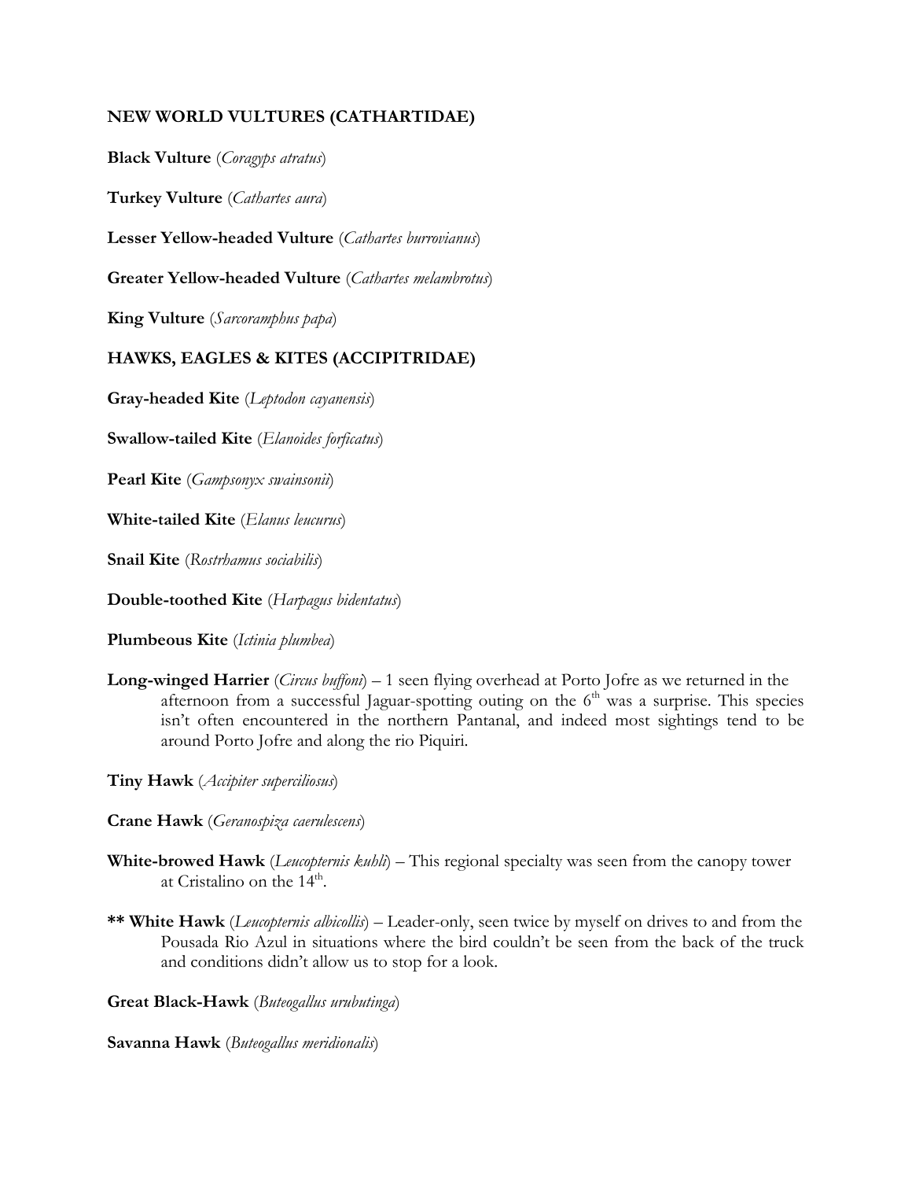## NEW WORLD VULTURES (CATHARTIDAE)

**Black Vulture** (*Coragyps atratus*)

**Turkey Vulture** (*Cathartes aura*)

**Lesser Yellow-headed Vulture** (*Cathartes burrovianus*)

**Greater Yellow-headed Vulture** (*Cathartes melambrotus*)

**King Vulture** (*Sarcoramphus papa*)

## HAWKS, EAGLES & KITES (ACCIPITRIDAE)

**Gray-headed Kite** (*Leptodon cayanensis*)

**Swallow-tailed Kite** (*Elanoides forficatus*)

**Pearl Kite** (*Gampsonyx swainsonii*)

**White-tailed Kite** (*Elanus leucurus*)

**Snail Kite** (*Rostrhamus sociabilis*)

**Double-toothed Kite** (*Harpagus bidentatus*)

**Plumbeous Kite** (*Ictinia plumbea*)

**Long-winged Harrier** (*Circus buffoni*) – 1 seen flying overhead at Porto Jofre as we returned in the afternoon from a successful Jaguar-spotting outing on the 6th was a surprise. This species isn't often encountered in the northern Pantanal, and indeed most sightings tend to be around Porto Jofre and along the rio Piquiri.

**Tiny Hawk** (*Accipiter superciliosus*)

**Crane Hawk** (*Geranospiza caerulescens*)

**White-browed Hawk** (*Leucopternis kuhli*) – This regional specialty was seen from the canopy tower at Cristalino on the 14th.

**\*\* White Hawk** (*Leucopternis albicollis*) – Leader-only, seen twice by myself on drives to and from the Pousada Rio Azul in situations where the bird couldn't be seen from the back of the truck and conditions didn't allow us to stop for a look.

**Great Black-Hawk** (*Buteogallus urubutinga*)

**Savanna Hawk** (*Buteogallus meridionalis*)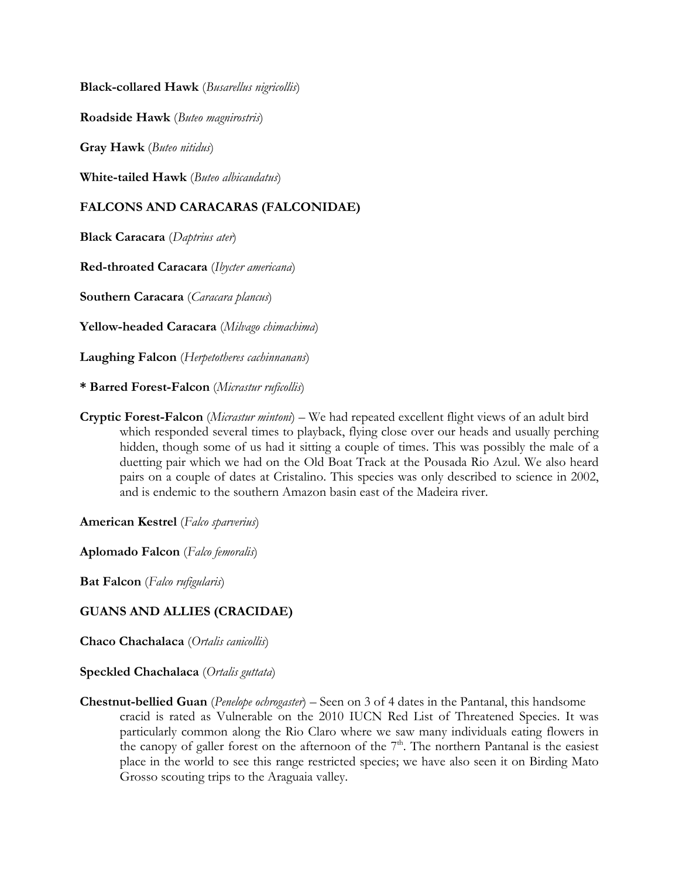**Black-collared Hawk** (*Busarellus nigricollis*)

**Roadside Hawk** (*Buteo magnirostris*)

**Gray Hawk** (*Buteo nitidus*)

**White-tailed Hawk** (*Buteo albicaudatus*)

**FALCONS AND CARACARAS (FALCONIDAE)**

**Black Caracara** (*Daptrius ater*)

**Red-throated Caracara** (*Ibycter americana*)

**Southern Caracara** (*Caracara plancus*)

**Yellow-headed Caracara** (*Milvago chimachima*)

**Laughing Falcon** (*Herpetotheres cachinnanans*)

**\* Barred Forest-Falcon** (*Micrastur ruficollis*)

**Cryptic Forest-Falcon** (*Micrastur mintoni*) – We had repeated excellent flight views of an adult bird which responded several times to playback, flying close over our heads and usually perching hidden, though some of us had it sitting a couple of times. This was possibly the male of a duetting pair which we had on the Old Boat Track at the Pousada Rio Azul. We also heard pairs on a couple of dates at Cristalino. This species was only described to science in 2002, and is endemic to the southern Amazon basin east of the Madeira river.

**American Kestrel** (*Falco sparverius*)

**Aplomado Falcon** (*Falco femoralis*)

**Bat Falcon** (*Falco rufigularis*)

**GUANS AND ALLIES (CRACIDAE)**

**Chaco Chachalaca** (*Ortalis canicollis*)

**Speckled Chachalaca** (*Ortalis guttata*)

**Chestnut-bellied Guan** (*Penelope ochrogaster*) – Seen on 3 of 4 dates in the Pantanal, this handsome cracid is rated as Vulnerable on the 2010 IUCN Red List of Threatened Species. It was particularly common along the Rio Claro where we saw many individuals eating flowers in the canopy of galler forest on the afternoon of the 7th. The northern Pantanal is the easiest place in the world to see this range restricted species; we have also seen it on Birding Mato Grosso scouting trips to the Araguaia valley.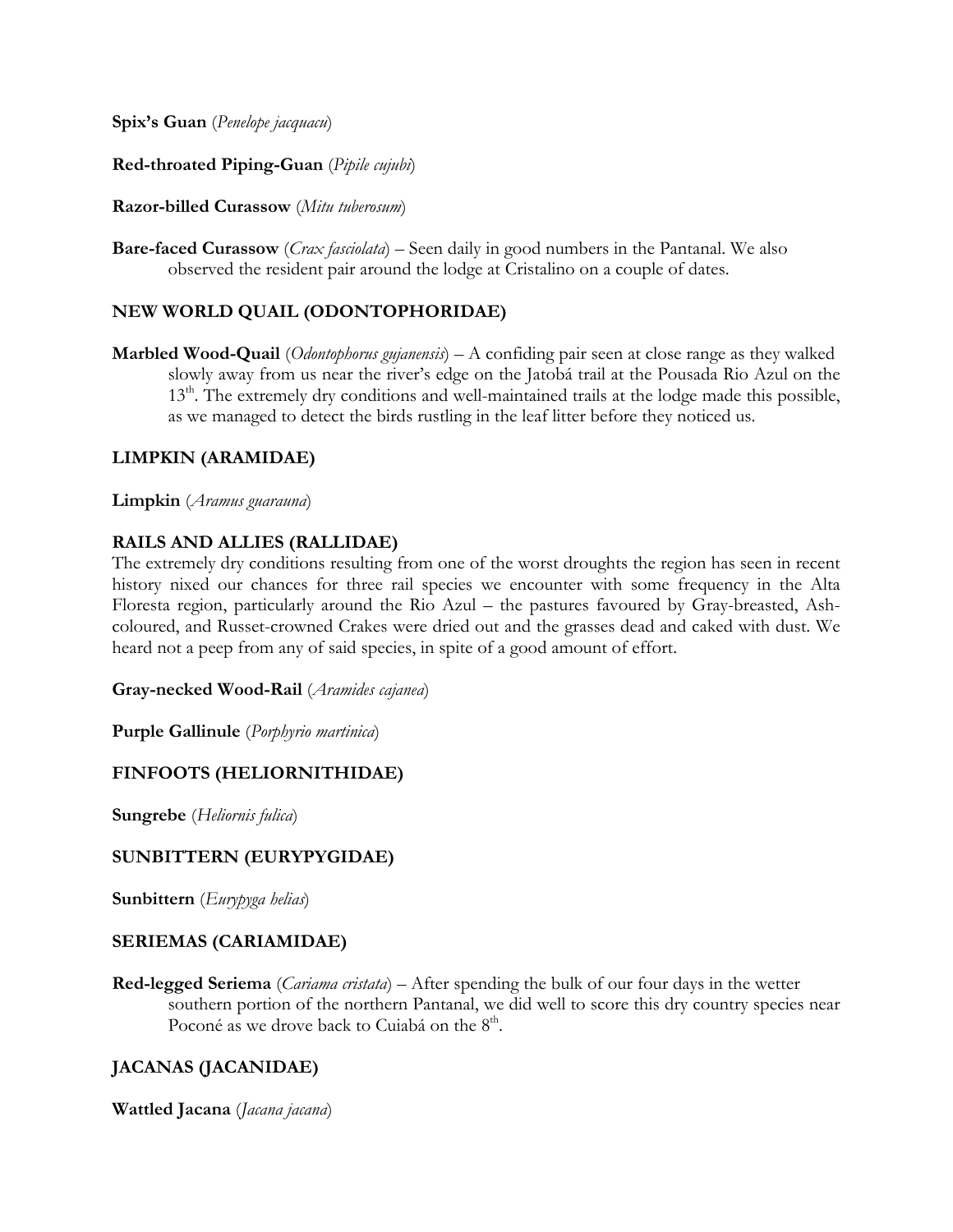**Spix's Guan** (*Penelope jacquacu*)

**Red-throated Piping-Guan** (*Pipile cujubi*)

**Razor-billed Curassow** (*Mitu tuberosum*)

**Bare-faced Curassow** (*Crax fasciolata*) – Seen daily in good numbers in the Pantanal. We also observed the resident pair around the lodge at Cristalino on a couple of dates.

## NEW WORLD QUAIL (ODONTOPHORIDAE)

**Marbled Wood-Quail** (*Odontophorus gujanensis*) – A confiding pair seen at close range as they walked slowly away from us near the river's edge on the Jatobá trail at the Pousada Rio Azul on the 13th. The extremely dry conditions and well-maintained trails at the lodge made this possible, as we managed to detect the birds rustling in the leaf litter before they noticed us.

## LIMPKIN (ARAMIDAE)

**Limpkin** (*Aramus guarauna*)

## RAILS AND ALLIES (RALLIDAE)

The extremely dry conditions resulting from one of the worst droughts the region has seen in recent history nixed our chances for three rail species we encounter with some frequency in the Alta Floresta region, particularly around the Rio Azul – the pastures favoured by Gray-breasted, Ash-coloured, and Russet-crowned Crakes were dried out and the grasses dead and caked with dust. We heard not a peep from any of said species, in spite of a good amount of effort.

**Gray-necked Wood-Rail** (*Aramides cajanea*)

**Purple Gallinule** (*Porphyrio martinica*)

## FINFOOTS (HELIORNITHIDAE)

**Sungrebe** (*Heliornis fulica*)

## SUNBITTERN (EURYPYGIDAE)

**Sunbittern** (*Eurypyga helias*)

## SERIEMAS (CARIAMIDAE)

**Red-legged Seriema** (*Cariama cristata*) – After spending the bulk of our four days in the wetter southern portion of the northern Pantanal, we did well to score this dry country species near Poconé as we drove back to Cuiabá on the 8th.

## JACANAS (JACANIDAE)

**Wattled Jacana** (*Jacana jacana*)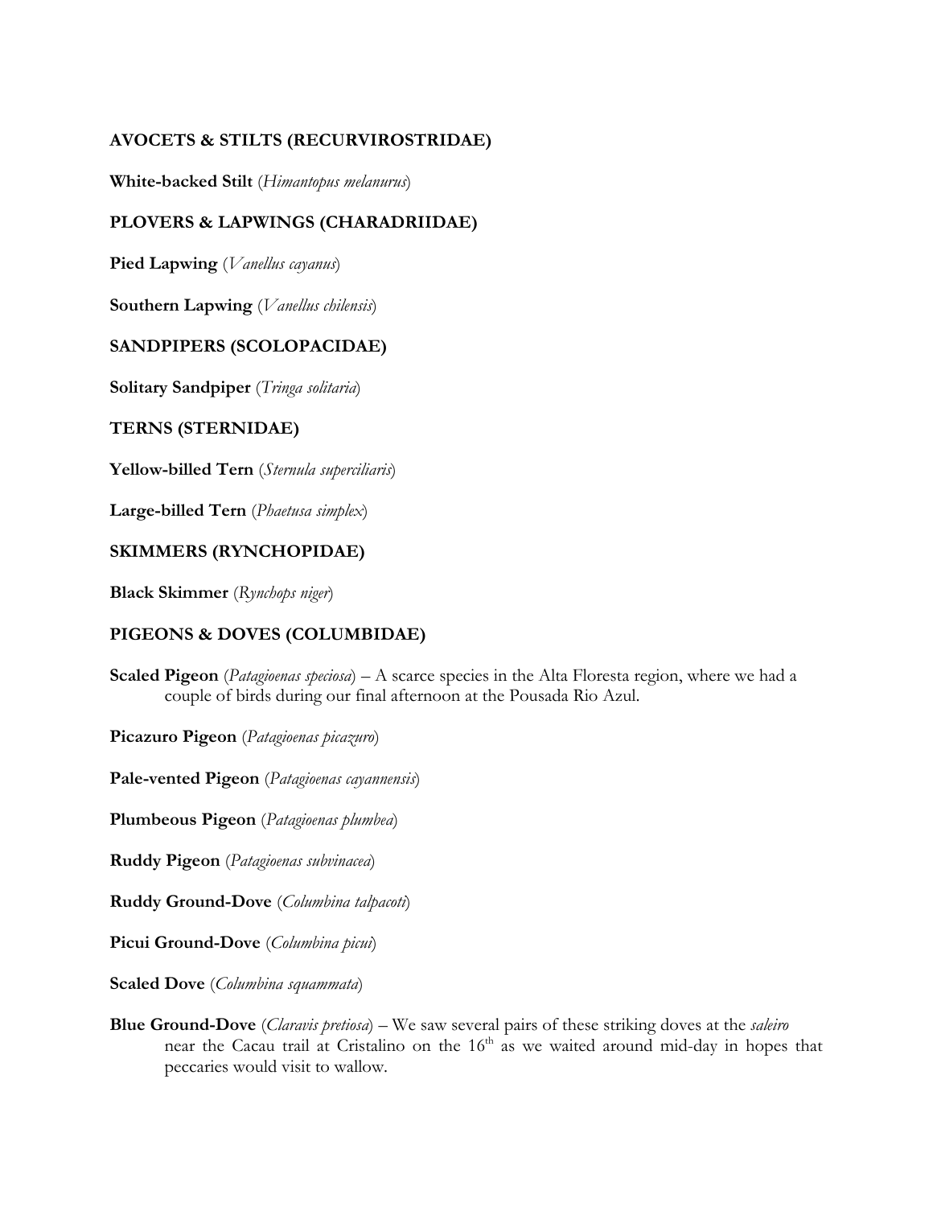### AVOCETS & STILTS (RECURVIROSTRIDAE)

**White-backed Stilt** (*Himantopus melanurus*)

### PLOVERS & LAPWINGS (CHARADRIIDAE)

**Pied Lapwing** (*Vanellus cayanus*)

**Southern Lapwing** (*Vanellus chilensis*)

### SANDPIPERS (SCOLOPACIDAE)

**Solitary Sandpiper** (*Tringa solitaria*)

### TERNS (STERNIDAE)

**Yellow-billed Tern** (*Sternula superciliaris*)

**Large-billed Tern** (*Phaetusa simplex*)

### SKIMMERS (RYNCHOPIDAE)

**Black Skimmer** (*Rynchops niger*)

### PIGEONS & DOVES (COLUMBIDAE)

**Scaled Pigeon** (*Patagioenas speciosa*) – A scarce species in the Alta Floresta region, where we had a couple of birds during our final afternoon at the Pousada Rio Azul.

**Picazuro Pigeon** (*Patagioenas picazuro*)

**Pale-vented Pigeon** (*Patagioenas cayannensis*)

**Plumbeous Pigeon** (*Patagioenas plumbea*)

**Ruddy Pigeon** (*Patagioenas subvinacea*)

**Ruddy Ground-Dove** (*Columbina talpacoti*)

**Picui Ground-Dove** (*Columbina picui*)

**Scaled Dove** (*Columbina squammata*)

**Blue Ground-Dove** (*Claravis pretiosa*) – We saw several pairs of these striking doves at the *saleiro* near the Cacau trail at Cristalino on the 16th as we waited around mid-day in hopes that peccaries would visit to wallow.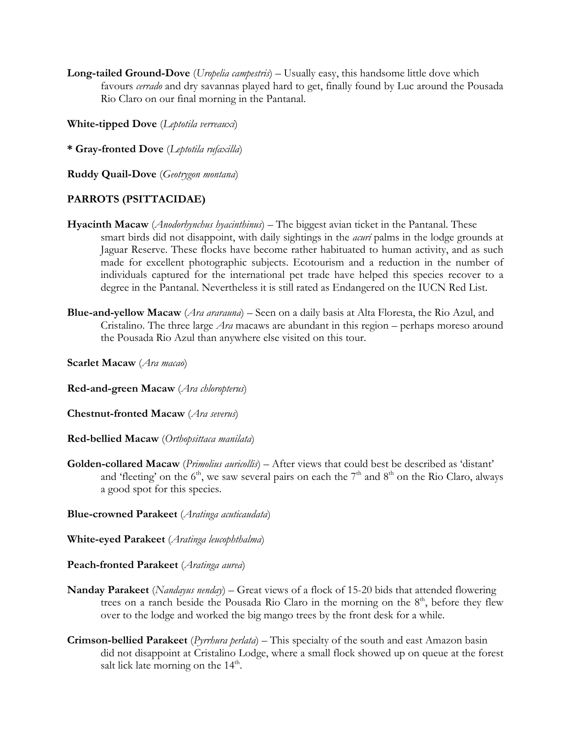**Long-tailed Ground-Dove** (*Uropelia campestris*) – Usually easy, this handsome little dove which favours *cerrado* and dry savannas played hard to get, finally found by Luc around the Pousada Rio Claro on our final morning in the Pantanal.

**White-tipped Dove** (*Leptotila verreauxi*)

**\* Gray-fronted Dove** (*Leptotila rufaxilla*)

**Ruddy Quail-Dove** (*Geotrygon montana*)

## PARROTS (PSITTACIDAE)

**Hyacinth Macaw** (*Anodorhynchus hyacinthinus*) – The biggest avian ticket in the Pantanal. These smart birds did not disappoint, with daily sightings in the *acuri* palms in the lodge grounds at Jaguar Reserve. These flocks have become rather habituated to human activity, and as such made for excellent photographic subjects. Ecotourism and a reduction in the number of individuals captured for the international pet trade have helped this species recover to a degree in the Pantanal. Nevertheless it is still rated as Endangered on the IUCN Red List.

**Blue-and-yellow Macaw** (*Ara ararauna*) – Seen on a daily basis at Alta Floresta, the Rio Azul, and Cristalino. The three large *Ara* macaws are abundant in this region – perhaps moreso around the Pousada Rio Azul than anywhere else visited on this tour.

**Scarlet Macaw** (*Ara macao*)

**Red-and-green Macaw** (*Ara chloropterus*)

**Chestnut-fronted Macaw** (*Ara severus*)

**Red-bellied Macaw** (*Orthopsittaca manilata*)

**Golden-collared Macaw** (*Primolius auricollis*) – After views that could best be described as 'distant' and 'fleeting' on the 6th, we saw several pairs on each the 7th and 8th on the Rio Claro, always a good spot for this species.

**Blue-crowned Parakeet** (*Aratinga acuticaudata*)

**White-eyed Parakeet** (*Aratinga leucophthalma*)

**Peach-fronted Parakeet** (*Aratinga aurea*)

**Nanday Parakeet** (*Nandayus nenday*) – Great views of a flock of 15-20 bids that attended flowering trees on a ranch beside the Pousada Rio Claro in the morning on the 8th, before they flew over to the lodge and worked the big mango trees by the front desk for a while.

**Crimson-bellied Parakeet** (*Pyrrhura perlata*) – This specialty of the south and east Amazon basin did not disappoint at Cristalino Lodge, where a small flock showed up on queue at the forest salt lick late morning on the 14th.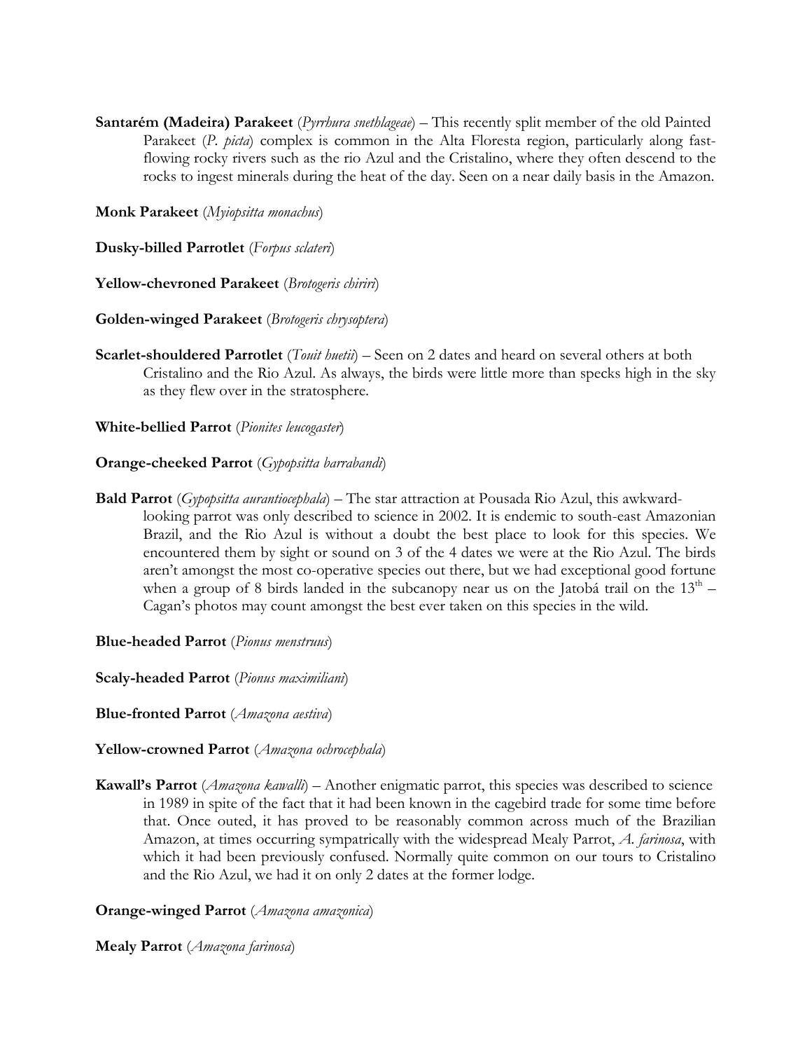**Santarém (Madeira) Parakeet** (*Pyrrhura snethlageae*) – This recently split member of the old Painted Parakeet (*P. picta*) complex is common in the Alta Floresta region, particularly along fast-flowing rocky rivers such as the rio Azul and the Cristalino, where they often descend to the rocks to ingest minerals during the heat of the day. Seen on a near daily basis in the Amazon.

**Monk Parakeet** (*Myiopsitta monachus*)

**Dusky-billed Parrotlet** (*Forpus sclateri*)

**Yellow-chevroned Parakeet** (*Brotogeris chiriri*)

**Golden-winged Parakeet** (*Brotogeris chrysoptera*)

**Scarlet-shouldered Parrotlet** (*Touit huetii*) – Seen on 2 dates and heard on several others at both Cristalino and the Rio Azul. As always, the birds were little more than specks high in the sky as they flew over in the stratosphere.

**White-bellied Parrot** (*Pionites leucogaster*)

**Orange-cheeked Parrot** (*Gypopsitta barrabandi*)

**Bald Parrot** (*Gypopsitta aurantiocephala*) – The star attraction at Pousada Rio Azul, this awkward-looking parrot was only described to science in 2002. It is endemic to south-east Amazonian Brazil, and the Rio Azul is without a doubt the best place to look for this species. We encountered them by sight or sound on 3 of the 4 dates we were at the Rio Azul. The birds aren't amongst the most co-operative species out there, but we had exceptional good fortune when a group of 8 birds landed in the subcanopy near us on the Jatobá trail on the 13th – Cagan's photos may count amongst the best ever taken on this species in the wild.

**Blue-headed Parrot** (*Pionus menstruus*)

**Scaly-headed Parrot** (*Pionus maximiliani*)

**Blue-fronted Parrot** (*Amazona aestiva*)

**Yellow-crowned Parrot** (*Amazona ochrocephala*)

**Kawall's Parrot** (*Amazona kawalli*) – Another enigmatic parrot, this species was described to science in 1989 in spite of the fact that it had been known in the cagebird trade for some time before that. Once outed, it has proved to be reasonably common across much of the Brazilian Amazon, at times occurring sympatrically with the widespread Mealy Parrot, *A. farinosa*, with which it had been previously confused. Normally quite common on our tours to Cristalino and the Rio Azul, we had it on only 2 dates at the former lodge.

**Orange-winged Parrot** (*Amazona amazonica*)

**Mealy Parrot** (*Amazona farinosa*)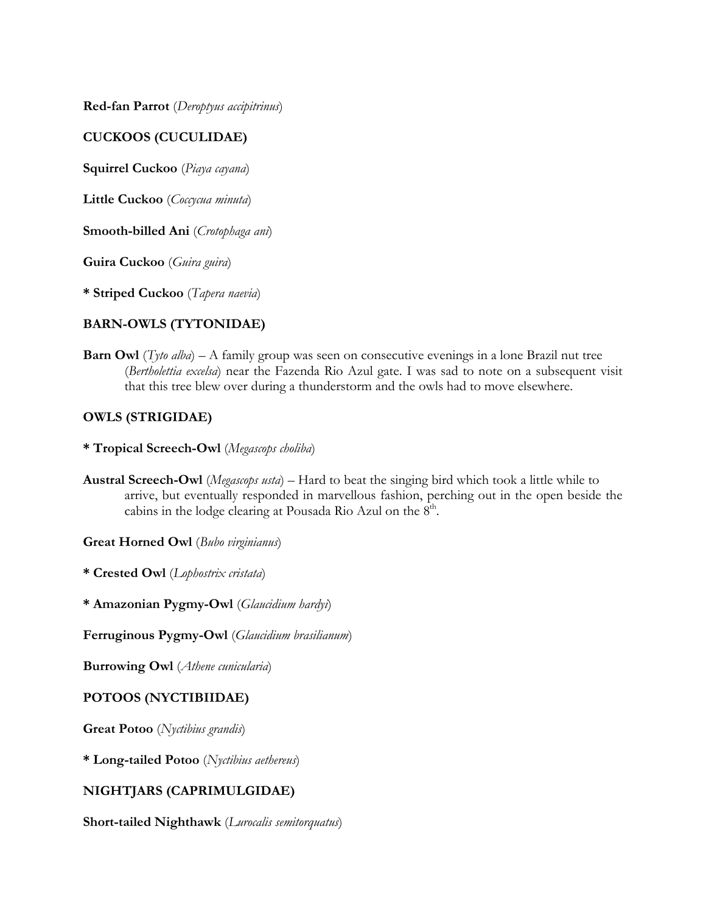**Red-fan Parrot** (*Deroptyus accipitrinus*)

### CUCKOOS (CUCULIDAE)

**Squirrel Cuckoo** (*Piaya cayana*)

**Little Cuckoo** (*Coccycua minuta*)

**Smooth-billed Ani** (*Crotophaga ani*)

**Guira Cuckoo** (*Guira guira*)

**\* Striped Cuckoo** (*Tapera naevia*)

### BARN-OWLS (TYTONIDAE)

**Barn Owl** (*Tyto alba*) – A family group was seen on consecutive evenings in a lone Brazil nut tree (*Bertholettia excelsa*) near the Fazenda Rio Azul gate. I was sad to note on a subsequent visit that this tree blew over during a thunderstorm and the owls had to move elsewhere.

### OWLS (STRIGIDAE)

**\* Tropical Screech-Owl** (*Megascops choliba*)

**Austral Screech-Owl** (*Megascops usta*) – Hard to beat the singing bird which took a little while to arrive, but eventually responded in marvellous fashion, perching out in the open beside the cabins in the lodge clearing at Pousada Rio Azul on the 8th.

**Great Horned Owl** (*Bubo virginianus*)

**\* Crested Owl** (*Lophostrix cristata*)

**\* Amazonian Pygmy-Owl** (*Glaucidium hardyi*)

**Ferruginous Pygmy-Owl** (*Glaucidium brasilianum*)

**Burrowing Owl** (*Athene cunicularia*)

### POTOOS (NYCTIBIIDAE)

**Great Potoo** (*Nyctibius grandis*)

**\* Long-tailed Potoo** (*Nyctibius aethereus*)

### NIGHTJARS (CAPRIMULGIDAE)

**Short-tailed Nighthawk** (*Lurocalis semitorquatus*)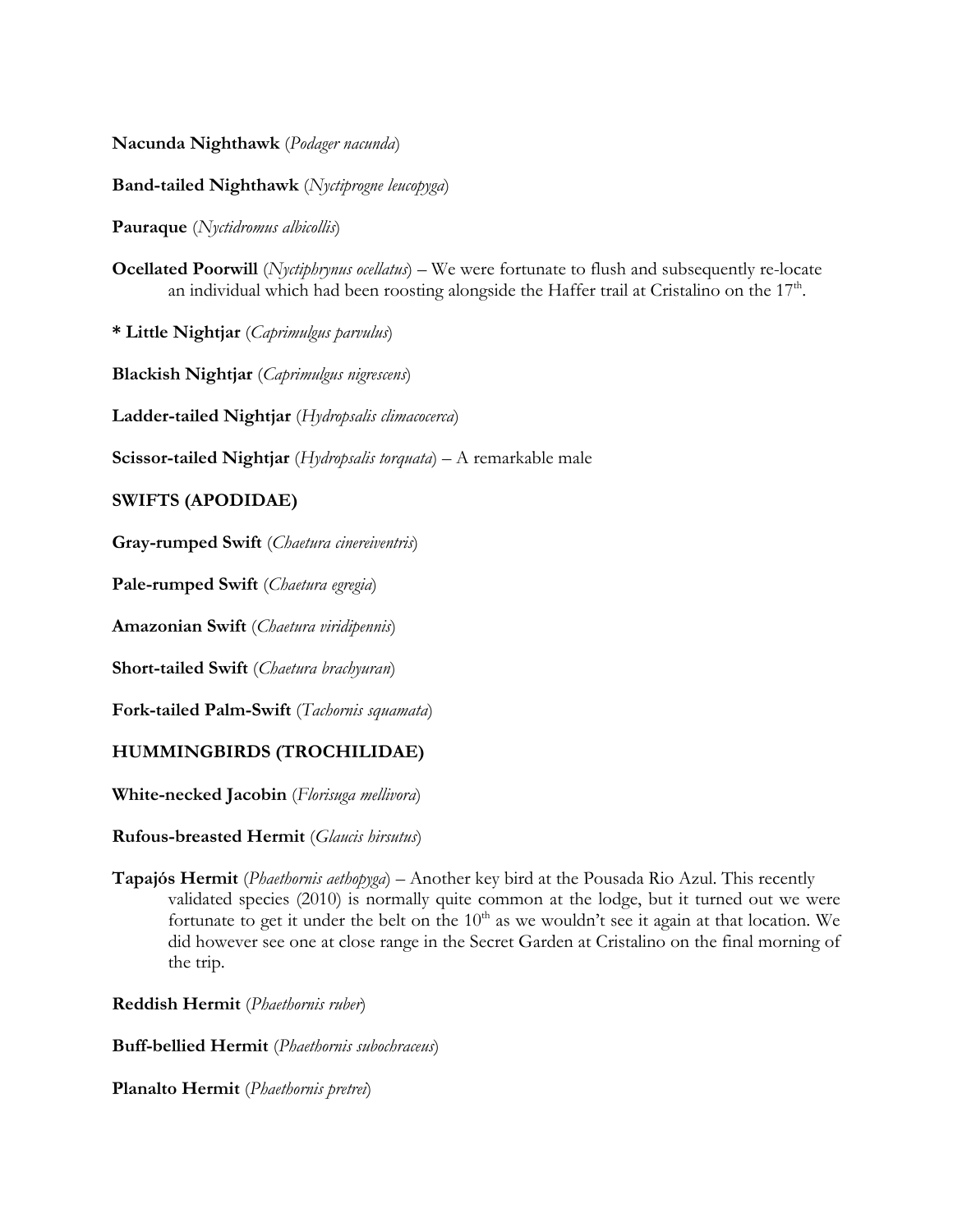**Nacunda Nighthawk** (*Podager nacunda*)

**Band-tailed Nighthawk** (*Nyctiprogne leucopyga*)

**Pauraque** (*Nyctidromus albicollis*)

**Ocellated Poorwill** (*Nyctiphrynus ocellatus*) – We were fortunate to flush and subsequently re-locate an individual which had been roosting alongside the Haffer trail at Cristalino on the 17th.

**\* Little Nightjar** (*Caprimulgus parvulus*)

**Blackish Nightjar** (*Caprimulgus nigrescens*)

**Ladder-tailed Nightjar** (*Hydropsalis climacocerca*)

**Scissor-tailed Nightjar** (*Hydropsalis torquata*) – A remarkable male

**SWIFTS (APODIDAE)**

**Gray-rumped Swift** (*Chaetura cinereiventris*)

**Pale-rumped Swift** (*Chaetura egregia*)

**Amazonian Swift** (*Chaetura viridipennis*)

**Short-tailed Swift** (*Chaetura brachyuran*)

**Fork-tailed Palm-Swift** (*Tachornis squamata*)

**HUMMINGBIRDS (TROCHILIDAE)**

**White-necked Jacobin** (*Florisuga mellivora*)

**Rufous-breasted Hermit** (*Glaucis hirsutus*)

**Tapajós Hermit** (*Phaethornis aethopyga*) – Another key bird at the Pousada Rio Azul. This recently validated species (2010) is normally quite common at the lodge, but it turned out we were fortunate to get it under the belt on the 10th as we wouldn't see it again at that location. We did however see one at close range in the Secret Garden at Cristalino on the final morning of the trip.

**Reddish Hermit** (*Phaethornis ruber*)

**Buff-bellied Hermit** (*Phaethornis subochraceus*)

**Planalto Hermit** (*Phaethornis pretrei*)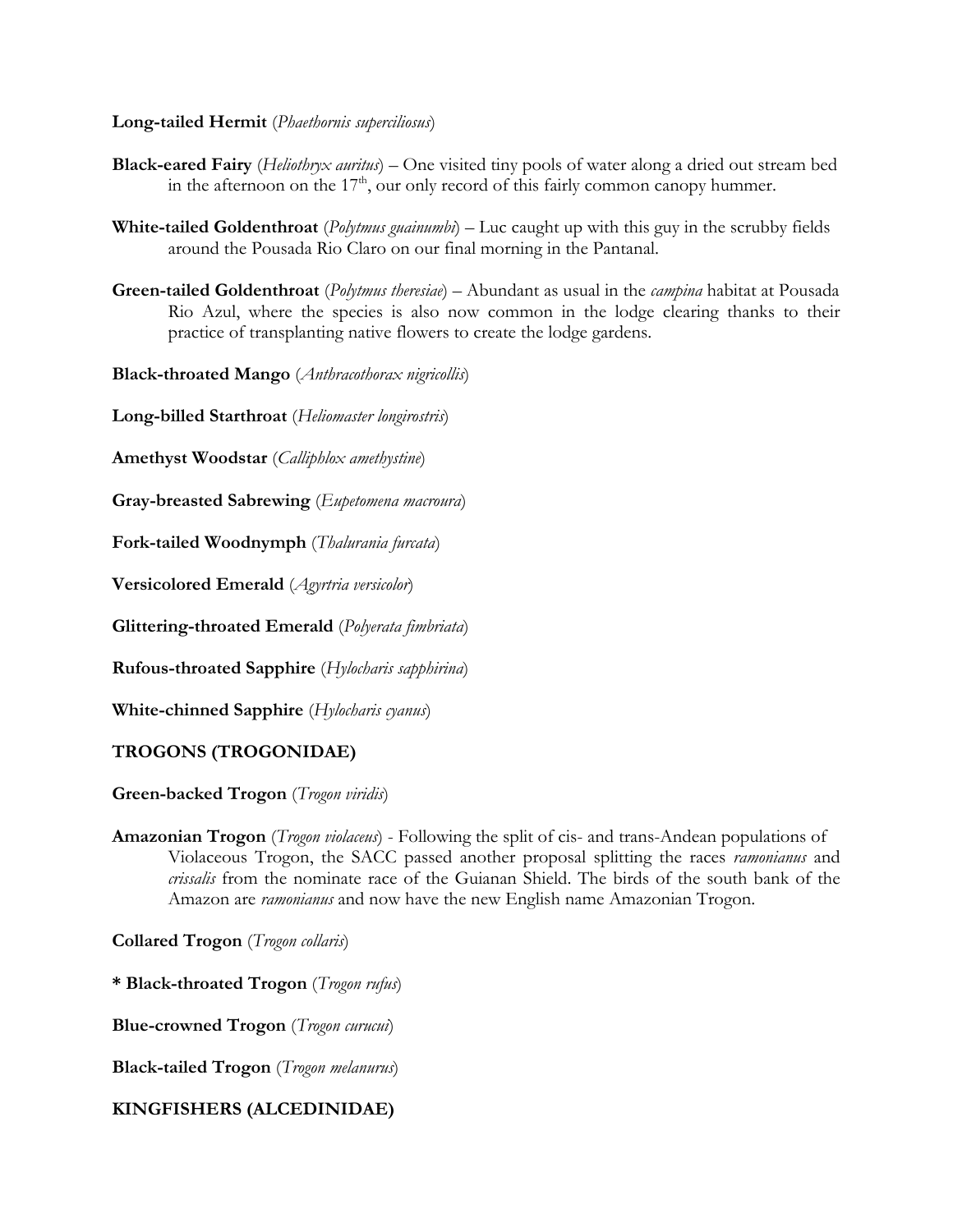**Long-tailed Hermit** (*Phaethornis superciliosus*)

**Black-eared Fairy** (*Heliothryx auritus*) – One visited tiny pools of water along a dried out stream bed in the afternoon on the 17th, our only record of this fairly common canopy hummer.

**White-tailed Goldenthroat** (*Polytmus guainumbi*) – Luc caught up with this guy in the scrubby fields around the Pousada Rio Claro on our final morning in the Pantanal.

**Green-tailed Goldenthroat** (*Polytmus theresiae*) – Abundant as usual in the *campina* habitat at Pousada Rio Azul, where the species is also now common in the lodge clearing thanks to their practice of transplanting native flowers to create the lodge gardens.

**Black-throated Mango** (*Anthracothorax nigricollis*)

**Long-billed Starthroat** (*Heliomaster longirostris*)

**Amethyst Woodstar** (*Calliphlox amethystine*)

**Gray-breasted Sabrewing** (*Eupetomena macroura*)

**Fork-tailed Woodnymph** (*Thalurania furcata*)

**Versicolored Emerald** (*Agyrtria versicolor*)

**Glittering-throated Emerald** (*Polyerata fimbriata*)

**Rufous-throated Sapphire** (*Hylocharis sapphirina*)

**White-chinned Sapphire** (*Hylocharis cyanus*)

## TROGONS (TROGONIDAE)

**Green-backed Trogon** (*Trogon viridis*)

**Amazonian Trogon** (*Trogon violaceus*) - Following the split of cis- and trans-Andean populations of Violaceous Trogon, the SACC passed another proposal splitting the races *ramonianus* and *crissalis* from the nominate race of the Guianan Shield. The birds of the south bank of the Amazon are *ramonianus* and now have the new English name Amazonian Trogon.

**Collared Trogon** (*Trogon collaris*)

**\* Black-throated Trogon** (*Trogon rufus*)

**Blue-crowned Trogon** (*Trogon curucui*)

**Black-tailed Trogon** (*Trogon melanurus*)

## KINGFISHERS (ALCEDINIDAE)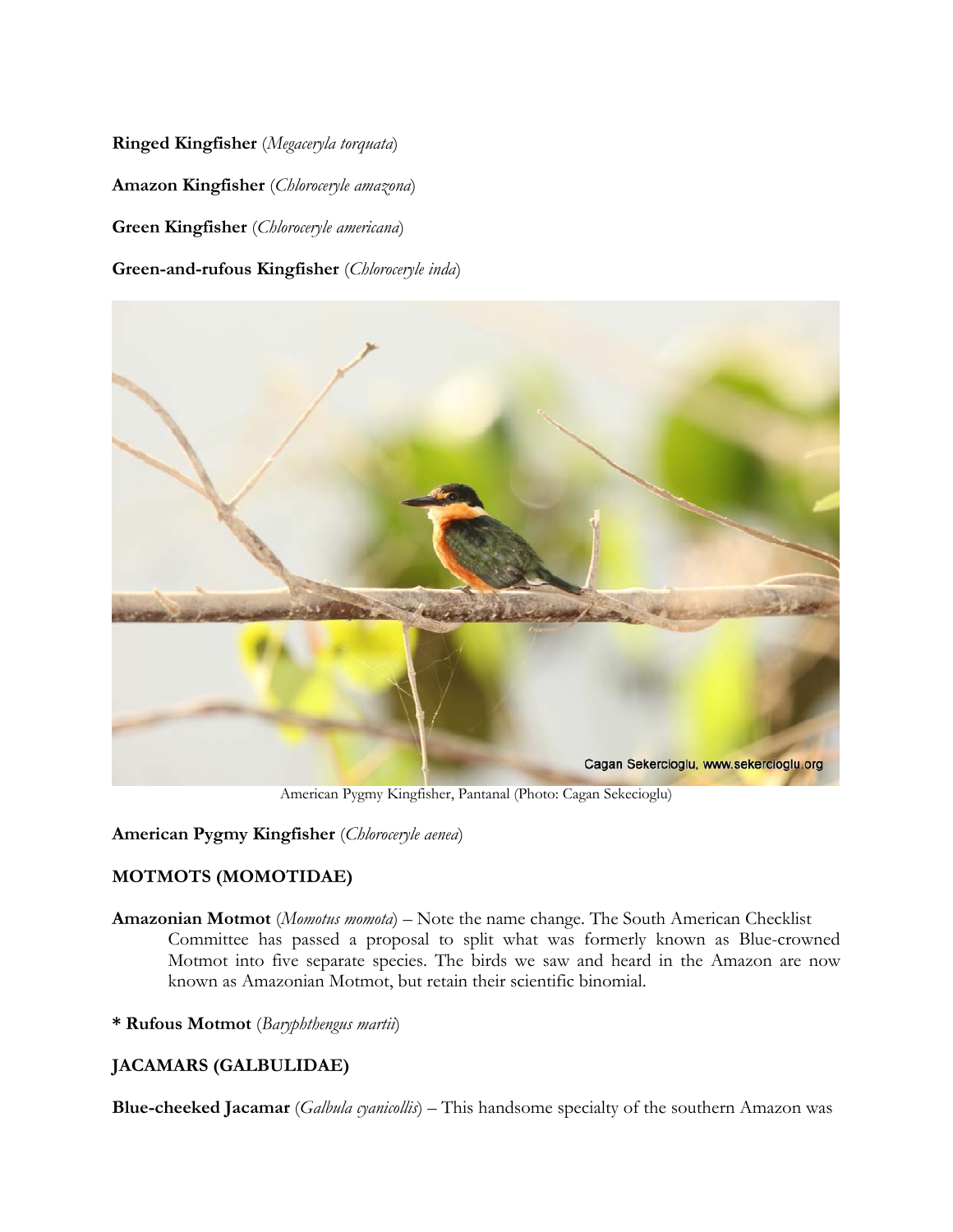**Ringed Kingfisher** (*Megaceryla torquata*)

**Amazon Kingfisher** (*Chloroceryle amazona*)

**Green Kingfisher** (*Chloroceryle americana*)

**Green-and-rufous Kingfisher** (*Chloroceryle inda*)

American Pygmy Kingfisher, Pantanal (Photo: Cagan Sekecioglu)

**American Pygmy Kingfisher** (*Chloroceryle aenea*)

## MOTMOTS (MOMOTIDAE)

**Amazonian Motmot** (*Momotus momota*) – Note the name change. The South American Checklist Committee has passed a proposal to split what was formerly known as Blue-crowned Motmot into five separate species. The birds we saw and heard in the Amazon are now known as Amazonian Motmot, but retain their scientific binomial.

**\* Rufous Motmot** (*Baryphthengus martii*)

## JACAMARS (GALBULIDAE)

**Blue-cheeked Jacamar** (*Galbula cyanicollis*) – This handsome specialty of the southern Amazon was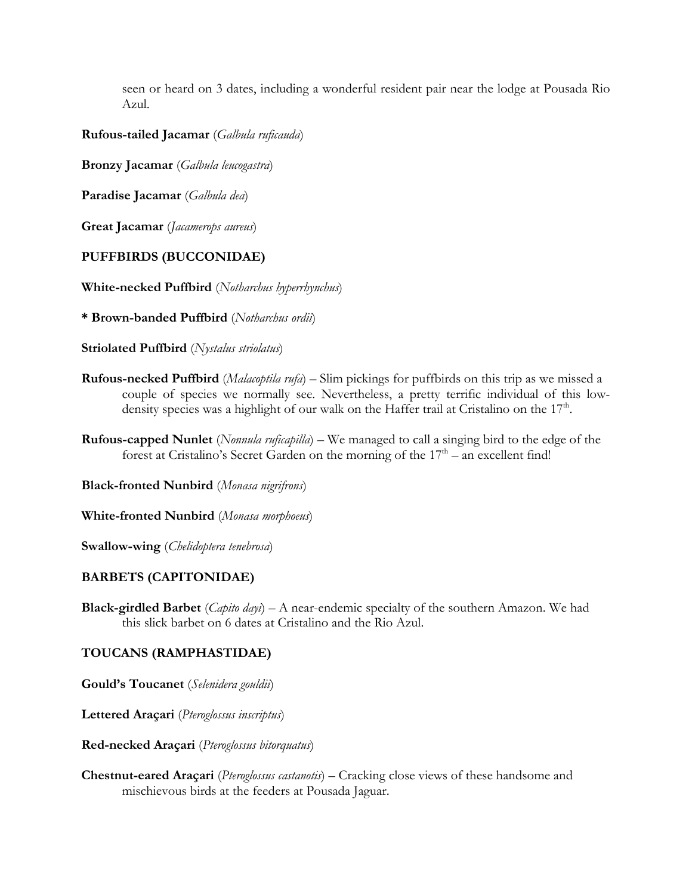seen or heard on 3 dates, including a wonderful resident pair near the lodge at Pousada Rio Azul.

**Rufous-tailed Jacamar** (*Galbula ruficauda*)

**Bronzy Jacamar** (*Galbula leucogastra*)

**Paradise Jacamar** (*Galbula dea*)

**Great Jacamar** (*Jacamerops aureus*)

## PUFFBIRDS (BUCCONIDAE)

**White-necked Puffbird** (*Notharchus hyperrhynchus*)

**\* Brown-banded Puffbird** (*Notharchus ordii*)

**Striolated Puffbird** (*Nystalus striolatus*)

**Rufous-necked Puffbird** (*Malacoptila rufa*) – Slim pickings for puffbirds on this trip as we missed a couple of species we normally see. Nevertheless, a pretty terrific individual of this low-density species was a highlight of our walk on the Haffer trail at Cristalino on the 17th.

**Rufous-capped Nunlet** (*Nonnula ruficapilla*) – We managed to call a singing bird to the edge of the forest at Cristalino's Secret Garden on the morning of the 17th – an excellent find!

**Black-fronted Nunbird** (*Monasa nigrifrons*)

**White-fronted Nunbird** (*Monasa morphoeus*)

**Swallow-wing** (*Chelidoptera tenebrosa*)

## BARBETS (CAPITONIDAE)

**Black-girdled Barbet** (*Capito dayi*) – A near-endemic specialty of the southern Amazon. We had this slick barbet on 6 dates at Cristalino and the Rio Azul.

## TOUCANS (RAMPHASTIDAE)

**Gould's Toucanet** (*Selenidera gouldii*)

**Lettered Araçari** (*Pteroglossus inscriptus*)

**Red-necked Araçari** (*Pteroglossus bitorquatus*)

**Chestnut-eared Araçari** (*Pteroglossus castanotis*) – Cracking close views of these handsome and mischievous birds at the feeders at Pousada Jaguar.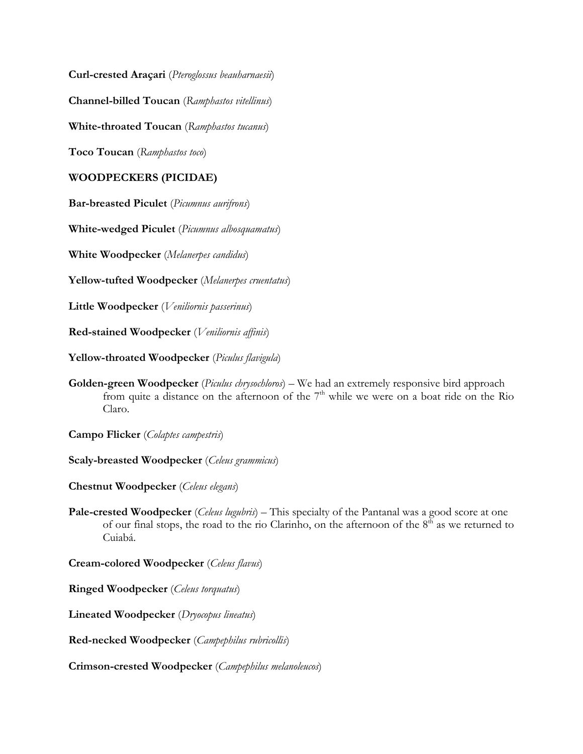**Curl-crested Araçari** (*Pteroglossus beauharnaesii*)

**Channel-billed Toucan** (*Ramphastos vitellinus*)

**White-throated Toucan** (*Ramphastos tucanus*)

**Toco Toucan** (*Ramphastos toco*)

**WOODPECKERS (PICIDAE)**

**Bar-breasted Piculet** (*Picumnus aurifrons*)

**White-wedged Piculet** (*Picumnus albosquamatus*)

**White Woodpecker** (*Melanerpes candidus*)

**Yellow-tufted Woodpecker** (*Melanerpes cruentatus*)

**Little Woodpecker** (*Veniliornis passerinus*)

**Red-stained Woodpecker** (*Veniliornis affinis*)

**Yellow-throated Woodpecker** (*Piculus flavigula*)

**Golden-green Woodpecker** (*Piculus chrysochloros*) – We had an extremely responsive bird approach from quite a distance on the afternoon of the 7th while we were on a boat ride on the Rio Claro.

**Campo Flicker** (*Colaptes campestris*)

**Scaly-breasted Woodpecker** (*Celeus grammicus*)

**Chestnut Woodpecker** (*Celeus elegans*)

**Pale-crested Woodpecker** (*Celeus lugubris*) – This specialty of the Pantanal was a good score at one of our final stops, the road to the rio Clarinho, on the afternoon of the 8th as we returned to Cuiabá.

**Cream-colored Woodpecker** (*Celeus flavus*)

**Ringed Woodpecker** (*Celeus torquatus*)

**Lineated Woodpecker** (*Dryocopus lineatus*)

**Red-necked Woodpecker** (*Campephilus rubricollis*)

**Crimson-crested Woodpecker** (*Campephilus melanoleucos*)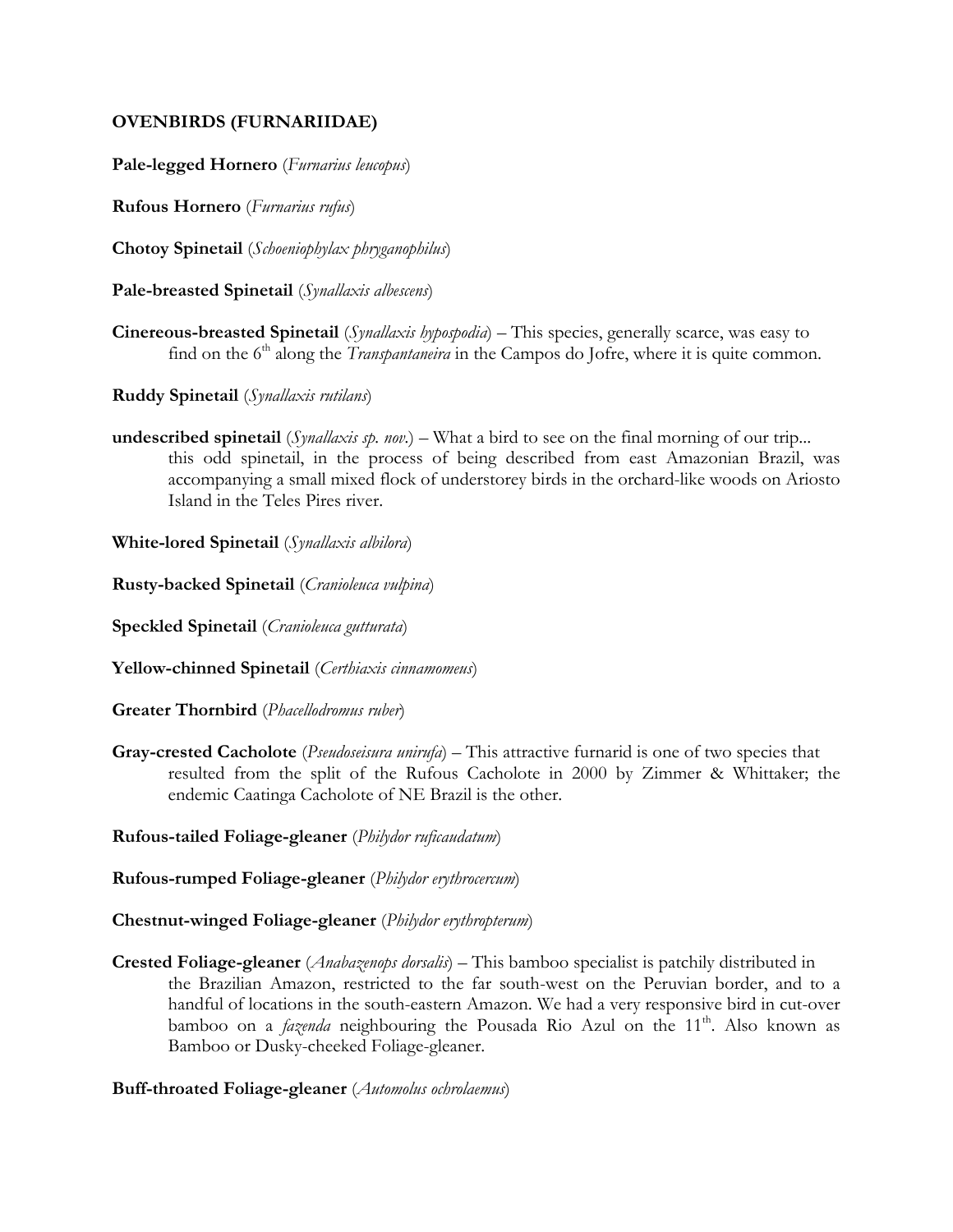## OVENBIRDS (FURNARIIDAE)

**Pale-legged Hornero** (*Furnarius leucopus*)

**Rufous Hornero** (*Furnarius rufus*)

**Chotoy Spinetail** (*Schoeniophylax phryganophilus*)

**Pale-breasted Spinetail** (*Synallaxis albescens*)

**Cinereous-breasted Spinetail** (*Synallaxis hypospodia*) – This species, generally scarce, was easy to find on the 6th along the *Transpantaneira* in the Campos do Jofre, where it is quite common.

**Ruddy Spinetail** (*Synallaxis rutilans*)

**undescribed spinetail** (*Synallaxis sp. nov.*) – What a bird to see on the final morning of our trip... this odd spinetail, in the process of being described from east Amazonian Brazil, was accompanying a small mixed flock of understorey birds in the orchard-like woods on Ariosto Island in the Teles Pires river.

**White-lored Spinetail** (*Synallaxis albilora*)

**Rusty-backed Spinetail** (*Cranioleuca vulpina*)

**Speckled Spinetail** (*Cranioleuca gutturata*)

**Yellow-chinned Spinetail** (*Certhiaxis cinnamomeus*)

**Greater Thornbird** (*Phacellodromus ruber*)

**Gray-crested Cacholote** (*Pseudoseisura unirufa*) – This attractive furnarid is one of two species that resulted from the split of the Rufous Cacholote in 2000 by Zimmer & Whittaker; the endemic Caatinga Cacholote of NE Brazil is the other.

**Rufous-tailed Foliage-gleaner** (*Philydor ruficaudatum*)

**Rufous-rumped Foliage-gleaner** (*Philydor erythrocercum*)

**Chestnut-winged Foliage-gleaner** (*Philydor erythropterum*)

**Crested Foliage-gleaner** (*Anabazenops dorsalis*) – This bamboo specialist is patchily distributed in the Brazilian Amazon, restricted to the far south-west on the Peruvian border, and to a handful of locations in the south-eastern Amazon. We had a very responsive bird in cut-over bamboo on a *fazenda* neighbouring the Pousada Rio Azul on the 11th. Also known as Bamboo or Dusky-cheeked Foliage-gleaner.

**Buff-throated Foliage-gleaner** (*Automolus ochrolaemus*)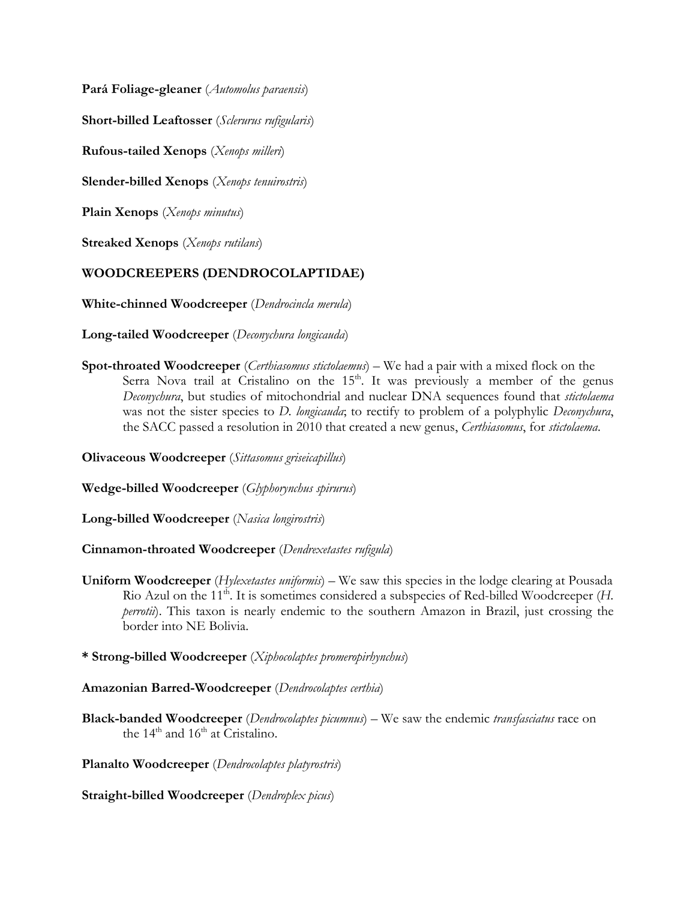**Pará Foliage-gleaner** (*Automolus paraensis*)

**Short-billed Leaftosser** (*Sclerurus rufigularis*)

**Rufous-tailed Xenops** (*Xenops milleri*)

**Slender-billed Xenops** (*Xenops tenuirostris*)

**Plain Xenops** (*Xenops minutus*)

**Streaked Xenops** (*Xenops rutilans*)

## WOODCREEPERS (DENDROCOLAPTIDAE)

**White-chinned Woodcreeper** (*Dendrocincla merula*)

**Long-tailed Woodcreeper** (*Deconychura longicauda*)

**Spot-throated Woodcreeper** (*Certhiasomus stictolaemus*) – We had a pair with a mixed flock on the Serra Nova trail at Cristalino on the 15th. It was previously a member of the genus *Deconychura*, but studies of mitochondrial and nuclear DNA sequences found that *stictolaema* was not the sister species to *D. longicauda*; to rectify to problem of a polyphylic *Deconychura*, the SACC passed a resolution in 2010 that created a new genus, *Certhiasomus*, for *stictolaema*.

**Olivaceous Woodcreeper** (*Sittasomus griseicapillus*)

**Wedge-billed Woodcreeper** (*Glyphorynchus spirurus*)

**Long-billed Woodcreeper** (*Nasica longirostris*)

**Cinnamon-throated Woodcreeper** (*Dendrexetastes rufigula*)

**Uniform Woodcreeper** (*Hylexetastes uniformis*) – We saw this species in the lodge clearing at Pousada Rio Azul on the 11th. It is sometimes considered a subspecies of Red-billed Woodcreeper (*H. perrotii*). This taxon is nearly endemic to the southern Amazon in Brazil, just crossing the border into NE Bolivia.

**\* Strong-billed Woodcreeper** (*Xiphocolaptes promeropirhynchus*)

**Amazonian Barred-Woodcreeper** (*Dendrocolaptes certhia*)

**Black-banded Woodcreeper** (*Dendrocolaptes picumnus*) – We saw the endemic *transfasciatus* race on the 14th and 16th at Cristalino.

**Planalto Woodcreeper** (*Dendrocolaptes platyrostris*)

**Straight-billed Woodcreeper** (*Dendroplex picus*)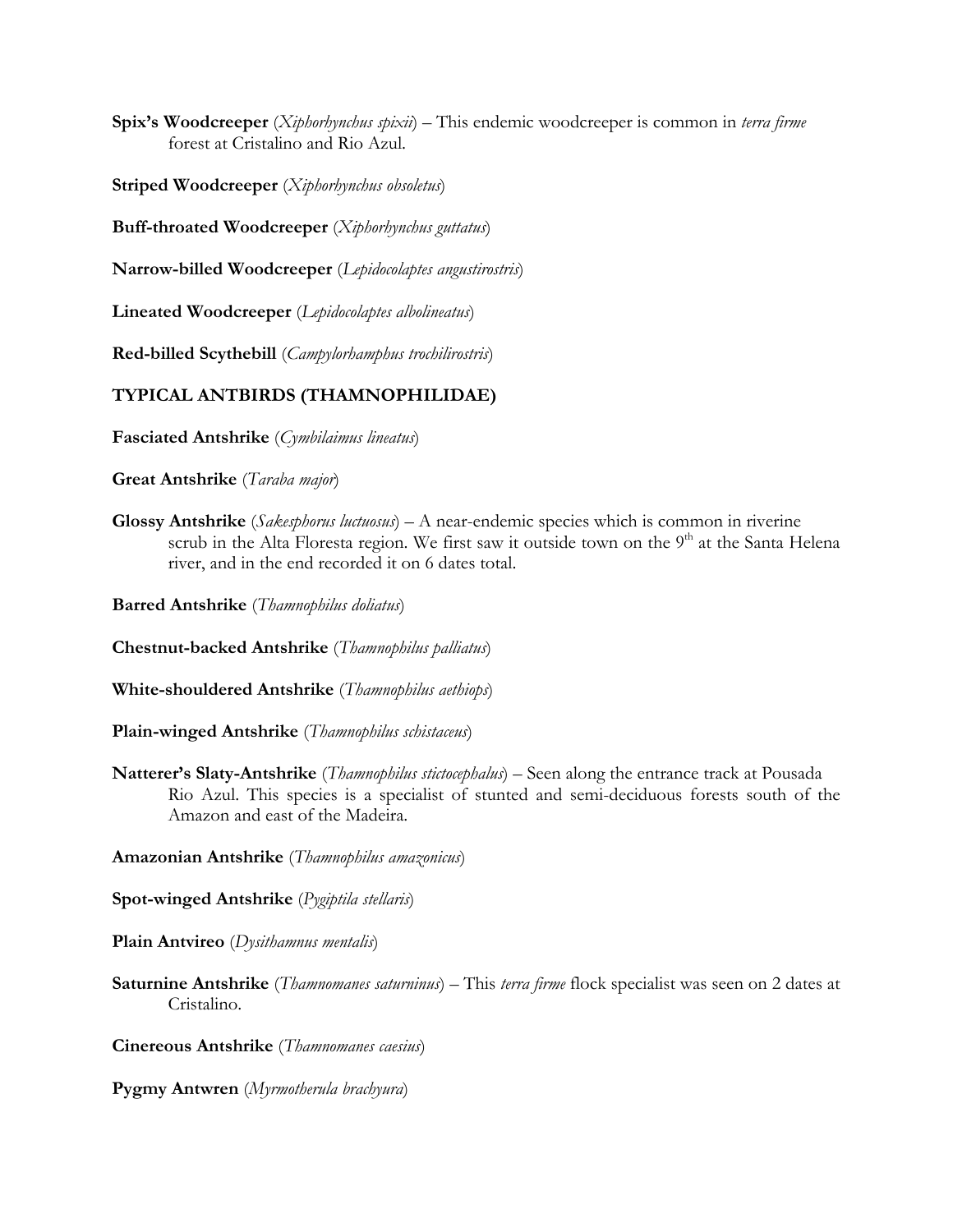**Spix's Woodcreeper** (*Xiphorhynchus spixii*) – This endemic woodcreeper is common in *terra firme* forest at Cristalino and Rio Azul.

**Striped Woodcreeper** (*Xiphorhynchus obsoletus*)

**Buff-throated Woodcreeper** (*Xiphorhynchus guttatus*)

**Narrow-billed Woodcreeper** (*Lepidocolaptes angustirostris*)

**Lineated Woodcreeper** (*Lepidocolaptes albolineatus*)

**Red-billed Scythebill** (*Campylorhamphus trochilirostris*)

## TYPICAL ANTBIRDS (THAMNOPHILIDAE)

**Fasciated Antshrike** (*Cymbilaimus lineatus*)

**Great Antshrike** (*Taraba major*)

**Glossy Antshrike** (*Sakesphorus luctuosus*) – A near-endemic species which is common in riverine scrub in the Alta Floresta region. We first saw it outside town on the 9th at the Santa Helena river, and in the end recorded it on 6 dates total.

**Barred Antshrike** (*Thamnophilus doliatus*)

**Chestnut-backed Antshrike** (*Thamnophilus palliatus*)

**White-shouldered Antshrike** (*Thamnophilus aethiops*)

**Plain-winged Antshrike** (*Thamnophilus schistaceus*)

**Natterer's Slaty-Antshrike** (*Thamnophilus stictocephalus*) – Seen along the entrance track at Pousada Rio Azul. This species is a specialist of stunted and semi-deciduous forests south of the Amazon and east of the Madeira.

**Amazonian Antshrike** (*Thamnophilus amazonicus*)

**Spot-winged Antshrike** (*Pygiptila stellaris*)

**Plain Antvireo** (*Dysithamnus mentalis*)

**Saturnine Antshrike** (*Thamnomanes saturninus*) – This *terra firme* flock specialist was seen on 2 dates at Cristalino.

**Cinereous Antshrike** (*Thamnomanes caesius*)

**Pygmy Antwren** (*Myrmotherula brachyura*)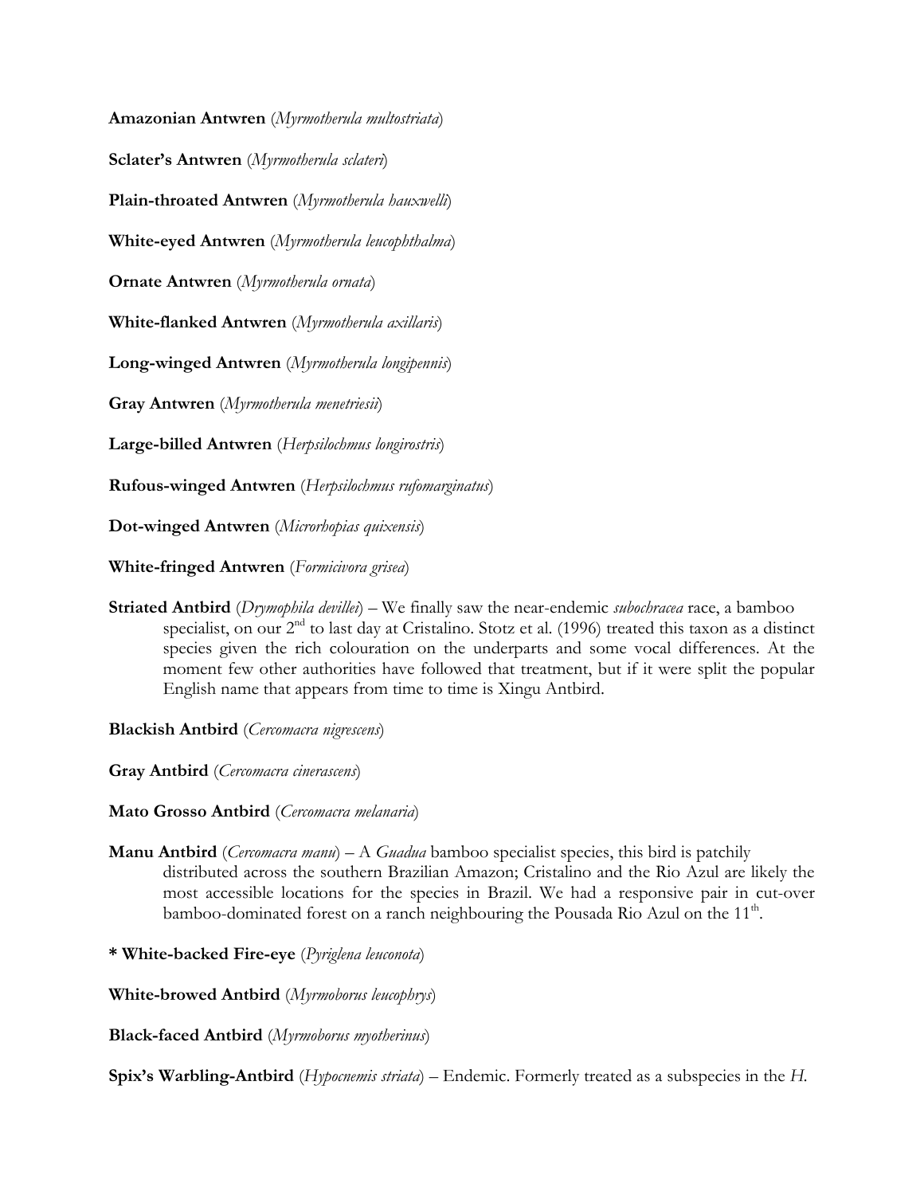**Amazonian Antwren** (*Myrmotherula multostriata*)

**Sclater's Antwren** (*Myrmotherula sclateri*)

**Plain-throated Antwren** (*Myrmotherula hauxwelli*)

**White-eyed Antwren** (*Myrmotherula leucophthalma*)

**Ornate Antwren** (*Myrmotherula ornata*)

**White-flanked Antwren** (*Myrmotherula axillaris*)

**Long-winged Antwren** (*Myrmotherula longipennis*)

**Gray Antwren** (*Myrmotherula menetriesii*)

**Large-billed Antwren** (*Herpsilochmus longirostris*)

**Rufous-winged Antwren** (*Herpsilochmus rufomarginatus*)

**Dot-winged Antwren** (*Microrhopias quixensis*)

**White-fringed Antwren** (*Formicivora grisea*)

**Striated Antbird** (*Drymophila devillei*) – We finally saw the near-endemic *subochracea* race, a bamboo specialist, on our 2nd to last day at Cristalino. Stotz et al. (1996) treated this taxon as a distinct species given the rich colouration on the underparts and some vocal differences. At the moment few other authorities have followed that treatment, but if it were split the popular English name that appears from time to time is Xingu Antbird.

**Blackish Antbird** (*Cercomacra nigrescens*)

**Gray Antbird** (*Cercomacra cinerascens*)

**Mato Grosso Antbird** (*Cercomacra melanaria*)

**Manu Antbird** (*Cercomacra manu*) – A *Guadua* bamboo specialist species, this bird is patchily distributed across the southern Brazilian Amazon; Cristalino and the Rio Azul are likely the most accessible locations for the species in Brazil. We had a responsive pair in cut-over bamboo-dominated forest on a ranch neighbouring the Pousada Rio Azul on the 11th.

**\* White-backed Fire-eye** (*Pyriglena leuconota*)

**White-browed Antbird** (*Myrmoborus leucophrys*)

**Black-faced Antbird** (*Myrmoborus myotherinus*)

**Spix's Warbling-Antbird** (*Hypocnemis striata*) – Endemic. Formerly treated as a subspecies in the *H.*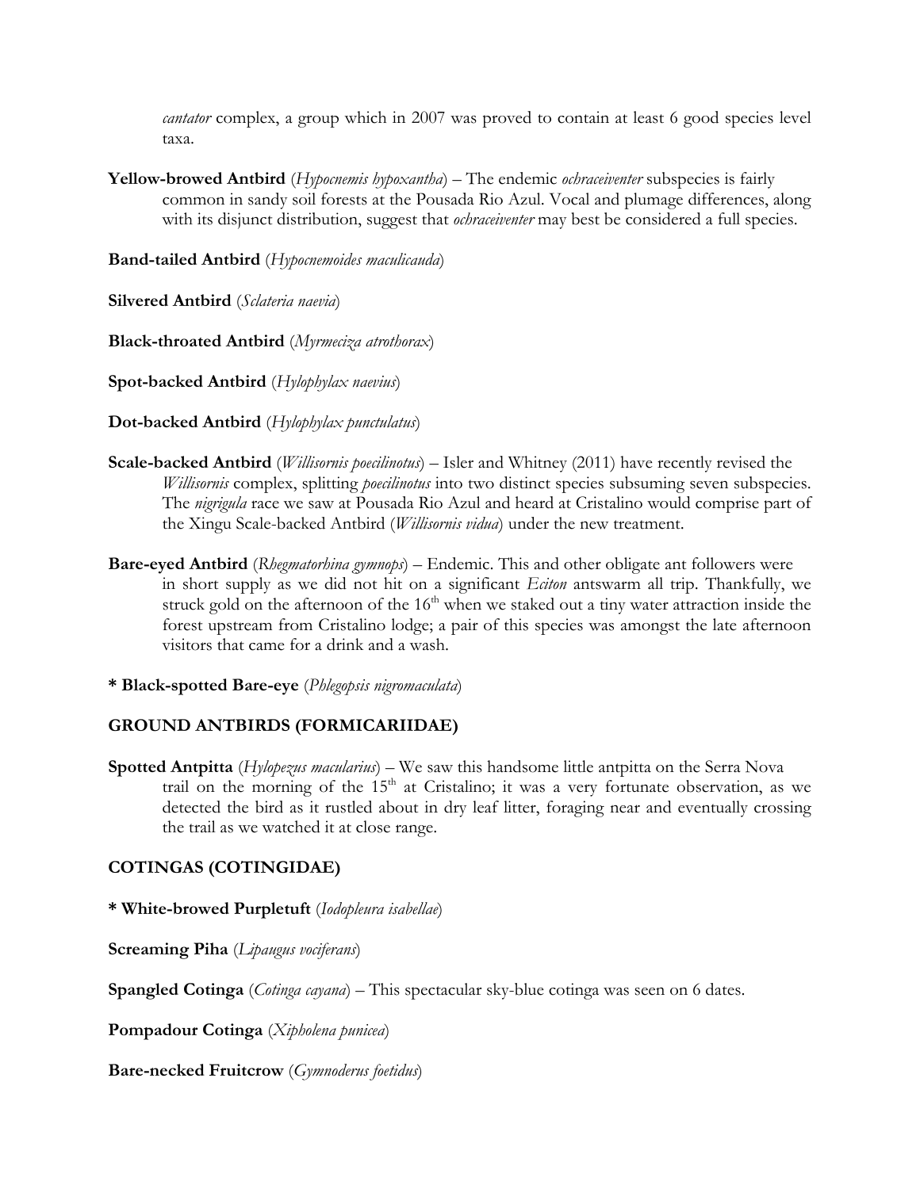*cantator* complex, a group which in 2007 was proved to contain at least 6 good species level taxa.

**Yellow-browed Antbird** (*Hypocnemis hypoxantha*) – The endemic *ochraceiventer* subspecies is fairly common in sandy soil forests at the Pousada Rio Azul. Vocal and plumage differences, along with its disjunct distribution, suggest that *ochraceiventer* may best be considered a full species.

**Band-tailed Antbird** (*Hypocnemoides maculicauda*)

**Silvered Antbird** (*Sclateria naevia*)

**Black-throated Antbird** (*Myrmeciza atrothorax*)

**Spot-backed Antbird** (*Hylophylax naevius*)

**Dot-backed Antbird** (*Hylophylax punctulatus*)

**Scale-backed Antbird** (*Willisornis poecilinotus*) – Isler and Whitney (2011) have recently revised the *Willisornis* complex, splitting *poecilinotus* into two distinct species subsuming seven subspecies. The *nigrigula* race we saw at Pousada Rio Azul and heard at Cristalino would comprise part of the Xingu Scale-backed Antbird (*Willisornis vidua*) under the new treatment.

**Bare-eyed Antbird** (*Rhegmatorhina gymnops*) – Endemic. This and other obligate ant followers were in short supply as we did not hit on a significant *Eciton* antswarm all trip. Thankfully, we struck gold on the afternoon of the 16th when we staked out a tiny water attraction inside the forest upstream from Cristalino lodge; a pair of this species was amongst the late afternoon visitors that came for a drink and a wash.

**\* Black-spotted Bare-eye** (*Phlegopsis nigromaculata*)

## GROUND ANTBIRDS (FORMICARIIDAE)

**Spotted Antpitta** (*Hylopezus macularius*) – We saw this handsome little antpitta on the Serra Nova trail on the morning of the 15th at Cristalino; it was a very fortunate observation, as we detected the bird as it rustled about in dry leaf litter, foraging near and eventually crossing the trail as we watched it at close range.

## COTINGAS (COTINGIDAE)

**\* White-browed Purpletuft** (*Iodopleura isabellae*)

**Screaming Piha** (*Lipaugus vociferans*)

**Spangled Cotinga** (*Cotinga cayana*) – This spectacular sky-blue cotinga was seen on 6 dates.

**Pompadour Cotinga** (*Xipholena punicea*)

**Bare-necked Fruitcrow** (*Gymnoderus foetidus*)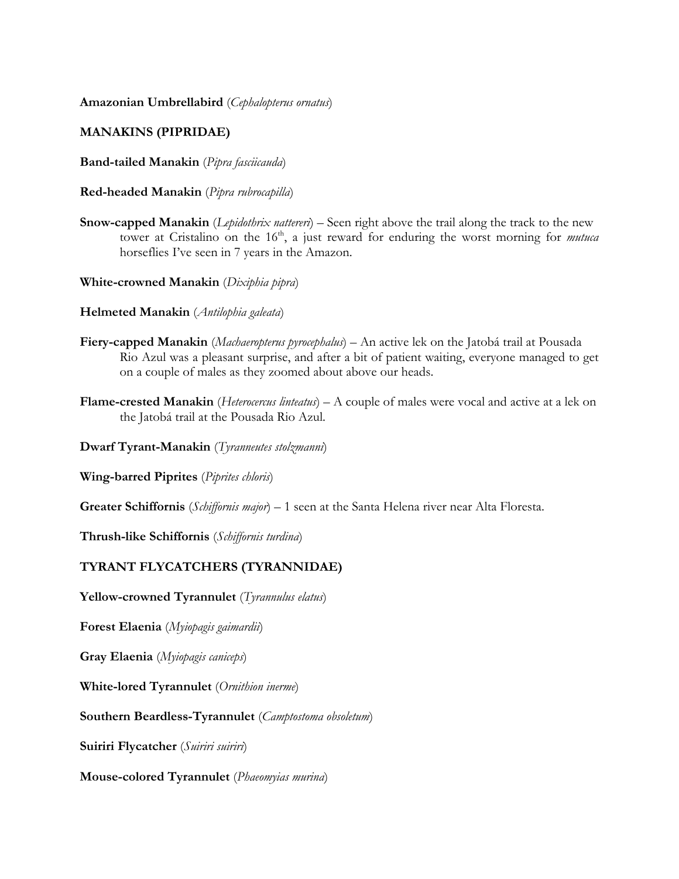**Amazonian Umbrellabird** (*Cephalopterus ornatus*)

## MANAKINS (PIPRIDAE)

**Band-tailed Manakin** (*Pipra fasciicauda*)

**Red-headed Manakin** (*Pipra rubrocapilla*)

**Snow-capped Manakin** (*Lepidothrix nattereri*) – Seen right above the trail along the track to the new tower at Cristalino on the 16th, a just reward for enduring the worst morning for *mutuca* horseflies I've seen in 7 years in the Amazon.

**White-crowned Manakin** (*Dixiphia pipra*)

**Helmeted Manakin** (*Antilophia galeata*)

**Fiery-capped Manakin** (*Machaeropterus pyrocephalus*) – An active lek on the Jatobá trail at Pousada Rio Azul was a pleasant surprise, and after a bit of patient waiting, everyone managed to get on a couple of males as they zoomed about above our heads.

**Flame-crested Manakin** (*Heterocercus linteatus*) – A couple of males were vocal and active at a lek on the Jatobá trail at the Pousada Rio Azul.

**Dwarf Tyrant-Manakin** (*Tyranneutes stolzmanni*)

**Wing-barred Piprites** (*Piprites chloris*)

**Greater Schiffornis** (*Schiffornis major*) – 1 seen at the Santa Helena river near Alta Floresta.

**Thrush-like Schiffornis** (*Schiffornis turdina*)

## TYRANT FLYCATCHERS (TYRANNIDAE)

**Yellow-crowned Tyrannulet** (*Tyrannulus elatus*)

**Forest Elaenia** (*Myiopagis gaimardii*)

**Gray Elaenia** (*Myiopagis caniceps*)

**White-lored Tyrannulet** (*Ornithion inerme*)

**Southern Beardless-Tyrannulet** (*Camptostoma obsoletum*)

**Suiriri Flycatcher** (*Suiriri suiriri*)

**Mouse-colored Tyrannulet** (*Phaeomyias murina*)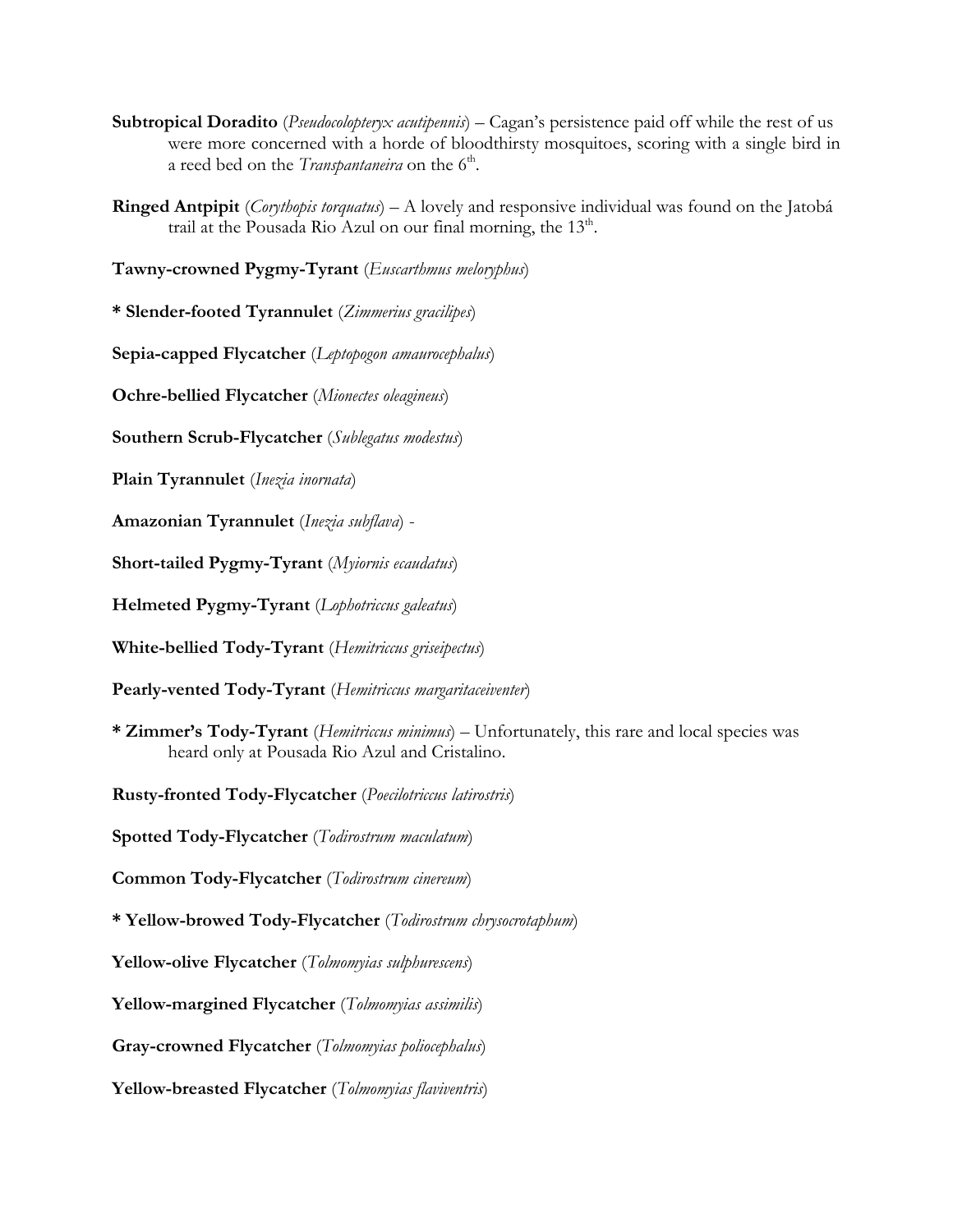**Subtropical Doradito** (*Pseudocolopteryx acutipennis*) – Cagan's persistence paid off while the rest of us were more concerned with a horde of bloodthirsty mosquitoes, scoring with a single bird in a reed bed on the *Transpantaneira* on the 6th.

**Ringed Antpipit** (*Corythopis torquatus*) – A lovely and responsive individual was found on the Jatobá trail at the Pousada Rio Azul on our final morning, the 13th.

**Tawny-crowned Pygmy-Tyrant** (*Euscarthmus meloryphus*)

**\* Slender-footed Tyrannulet** (*Zimmerius gracilipes*)

**Sepia-capped Flycatcher** (*Leptopogon amaurocephalus*)

**Ochre-bellied Flycatcher** (*Mionectes oleagineus*)

**Southern Scrub-Flycatcher** (*Sublegatus modestus*)

**Plain Tyrannulet** (*Inezia inornata*)

**Amazonian Tyrannulet** (*Inezia subflava*) -

**Short-tailed Pygmy-Tyrant** (*Myiornis ecaudatus*)

**Helmeted Pygmy-Tyrant** (*Lophotriccus galeatus*)

**White-bellied Tody-Tyrant** (*Hemitriccus griseipectus*)

**Pearly-vented Tody-Tyrant** (*Hemitriccus margaritaceiventer*)

**\* Zimmer's Tody-Tyrant** (*Hemitriccus minimus*) – Unfortunately, this rare and local species was heard only at Pousada Rio Azul and Cristalino.

**Rusty-fronted Tody-Flycatcher** (*Poecilotriccus latirostris*)

**Spotted Tody-Flycatcher** (*Todirostrum maculatum*)

**Common Tody-Flycatcher** (*Todirostrum cinereum*)

**\* Yellow-browed Tody-Flycatcher** (*Todirostrum chrysocrotaphum*)

**Yellow-olive Flycatcher** (*Tolmomyias sulphurescens*)

**Yellow-margined Flycatcher** (*Tolmomyias assimilis*)

**Gray-crowned Flycatcher** (*Tolmomyias poliocephalus*)

**Yellow-breasted Flycatcher** (*Tolmomyias flaviventris*)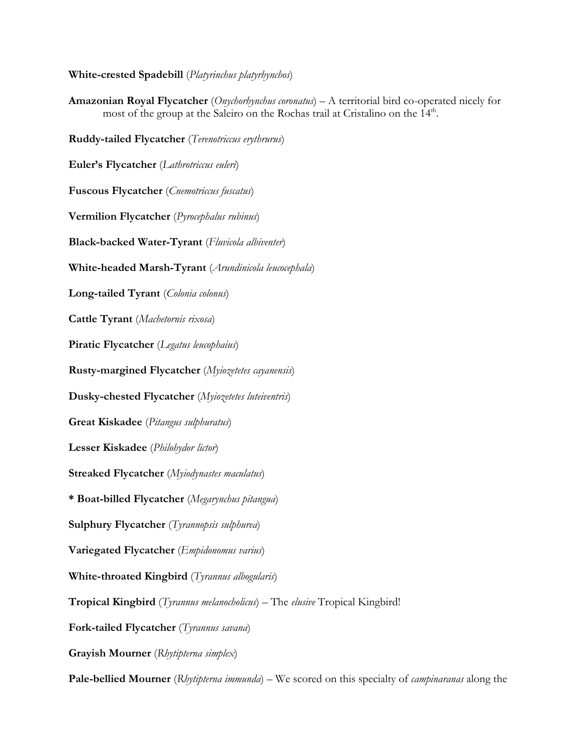**White-crested Spadebill** (*Platyrinchus platyrhynchos*)

**Amazonian Royal Flycatcher** (*Onychorhynchus coronatus*) – A territorial bird co-operated nicely for most of the group at the Saleiro on the Rochas trail at Cristalino on the 14th.

**Ruddy-tailed Flycatcher** (*Terenotriccus erythrurus*)

**Euler's Flycatcher** (*Lathrotriccus euleri*)

**Fuscous Flycatcher** (*Cnemotriccus fuscatus*)

**Vermilion Flycatcher** (*Pyrocephalus rubinus*)

**Black-backed Water-Tyrant** (*Fluvicola albiventer*)

**White-headed Marsh-Tyrant** (*Arundinicola leucocephala*)

**Long-tailed Tyrant** (*Colonia colonus*)

**Cattle Tyrant** (*Machetornis rixosa*)

**Piratic Flycatcher** (*Legatus leucophaius*)

**Rusty-margined Flycatcher** (*Myiozetetes cayanensis*)

**Dusky-chested Flycatcher** (*Myiozetetes luteiventris*)

**Great Kiskadee** (*Pitangus sulphuratus*)

**Lesser Kiskadee** (*Philohydor lictor*)

**Streaked Flycatcher** (*Myiodynastes maculatus*)

**\* Boat-billed Flycatcher** (*Megarynchus pitangua*)

**Sulphury Flycatcher** (*Tyrannopsis sulphurea*)

**Variegated Flycatcher** (*Empidonomus varius*)

**White-throated Kingbird** (*Tyrannus albogularis*)

**Tropical Kingbird** (*Tyrannus melancholicus*) – The *elusive* Tropical Kingbird!

**Fork-tailed Flycatcher** (*Tyrannus savana*)

**Grayish Mourner** (*Rhytipterna simplex*)

**Pale-bellied Mourner** (*Rhytipterna immunda*) – We scored on this specialty of *campinaranas* along the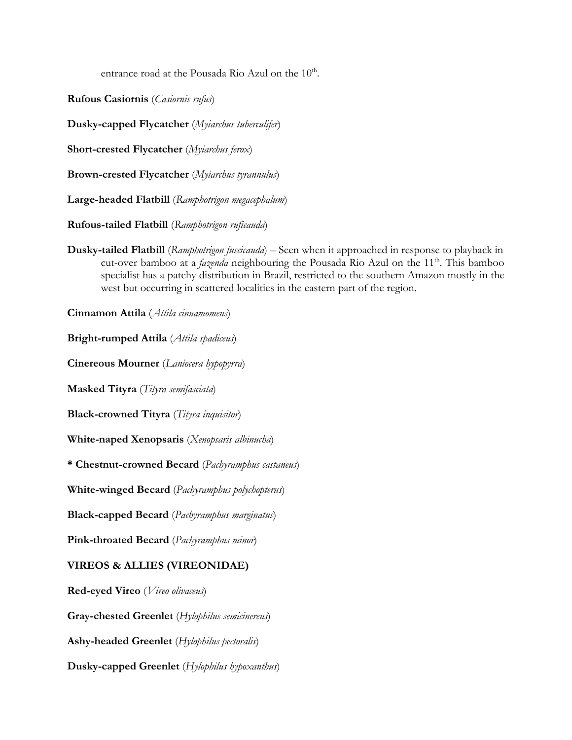entrance road at the Pousada Rio Azul on the 10th.

**Rufous Casiornis** (*Casiornis rufus*)

**Dusky-capped Flycatcher** (*Myiarchus tuberculifer*)

**Short-crested Flycatcher** (*Myiarchus ferox*)

**Brown-crested Flycatcher** (*Myiarchus tyrannulus*)

**Large-headed Flatbill** (*Ramphotrigon megacephalum*)

**Rufous-tailed Flatbill** (*Ramphotrigon ruficauda*)

**Dusky-tailed Flatbill** (*Ramphotrigon fuscicauda*) – Seen when it approached in response to playback in cut-over bamboo at a *fazenda* neighbouring the Pousada Rio Azul on the 11th. This bamboo specialist has a patchy distribution in Brazil, restricted to the southern Amazon mostly in the west but occurring in scattered localities in the eastern part of the region.

**Cinnamon Attila** (*Attila cinnamomeus*)

**Bright-rumped Attila** (*Attila spadiceus*)

**Cinereous Mourner** (*Laniocera hypopyrra*)

**Masked Tityra** (*Tityra semifasciata*)

**Black-crowned Tityra** (*Tityra inquisitor*)

**White-naped Xenopsaris** (*Xenopsaris albinucha*)

**\* Chestnut-crowned Becard** (*Pachyramphus castaneus*)

**White-winged Becard** (*Pachyramphus polychopterus*)

**Black-capped Becard** (*Pachyramphus marginatus*)

**Pink-throated Becard** (*Pachyramphus minor*)

**VIREOS & ALLIES (VIREONIDAE)**

**Red-eyed Vireo** (*Vireo olivaceus*)

**Gray-chested Greenlet** (*Hylophilus semicinereus*)

**Ashy-headed Greenlet** (*Hylophilus pectoralis*)

**Dusky-capped Greenlet** (*Hylophilus hypoxanthus*)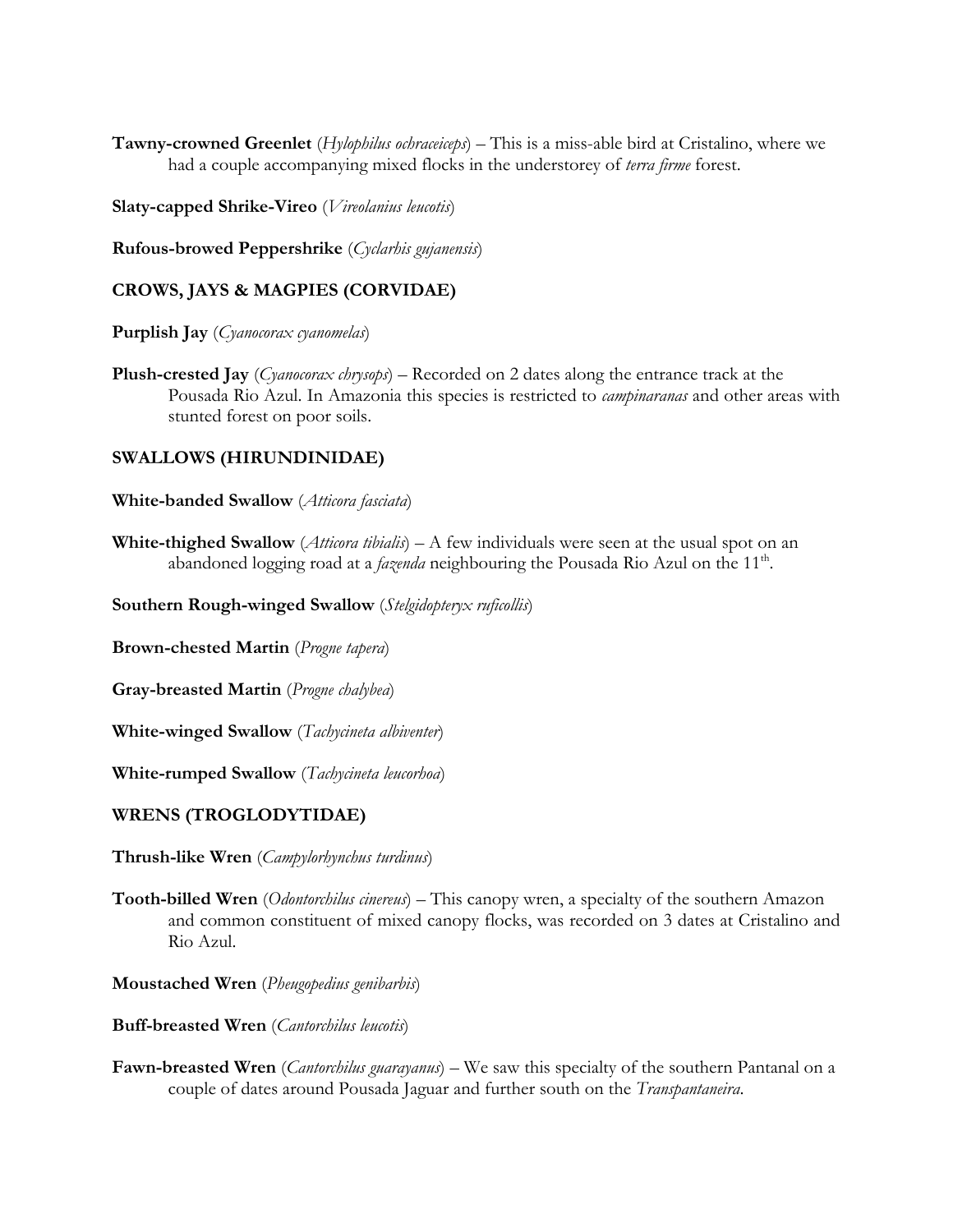**Tawny-crowned Greenlet** (*Hylophilus ochraceiceps*) – This is a miss-able bird at Cristalino, where we had a couple accompanying mixed flocks in the understorey of *terra firme* forest.

**Slaty-capped Shrike-Vireo** (*Vireolanius leucotis*)

**Rufous-browed Peppershrike** (*Cyclarhis gujanensis*)

## CROWS, JAYS & MAGPIES (CORVIDAE)

**Purplish Jay** (*Cyanocorax cyanomelas*)

**Plush-crested Jay** (*Cyanocorax chrysops*) – Recorded on 2 dates along the entrance track at the Pousada Rio Azul. In Amazonia this species is restricted to *campinaranas* and other areas with stunted forest on poor soils.

## SWALLOWS (HIRUNDINIDAE)

**White-banded Swallow** (*Atticora fasciata*)

**White-thighed Swallow** (*Atticora tibialis*) – A few individuals were seen at the usual spot on an abandoned logging road at a *fazenda* neighbouring the Pousada Rio Azul on the 11th.

**Southern Rough-winged Swallow** (*Stelgidopteryx ruficollis*)

**Brown-chested Martin** (*Progne tapera*)

**Gray-breasted Martin** (*Progne chalybea*)

**White-winged Swallow** (*Tachycineta albiventer*)

**White-rumped Swallow** (*Tachycineta leucorhoa*)

## WRENS (TROGLODYTIDAE)

**Thrush-like Wren** (*Campylorhynchus turdinus*)

**Tooth-billed Wren** (*Odontorchilus cinereus*) – This canopy wren, a specialty of the southern Amazon and common constituent of mixed canopy flocks, was recorded on 3 dates at Cristalino and Rio Azul.

**Moustached Wren** (*Pheugopedius genibarbis*)

**Buff-breasted Wren** (*Cantorchilus leucotis*)

**Fawn-breasted Wren** (*Cantorchilus guarayanus*) – We saw this specialty of the southern Pantanal on a couple of dates around Pousada Jaguar and further south on the *Transpantaneira*.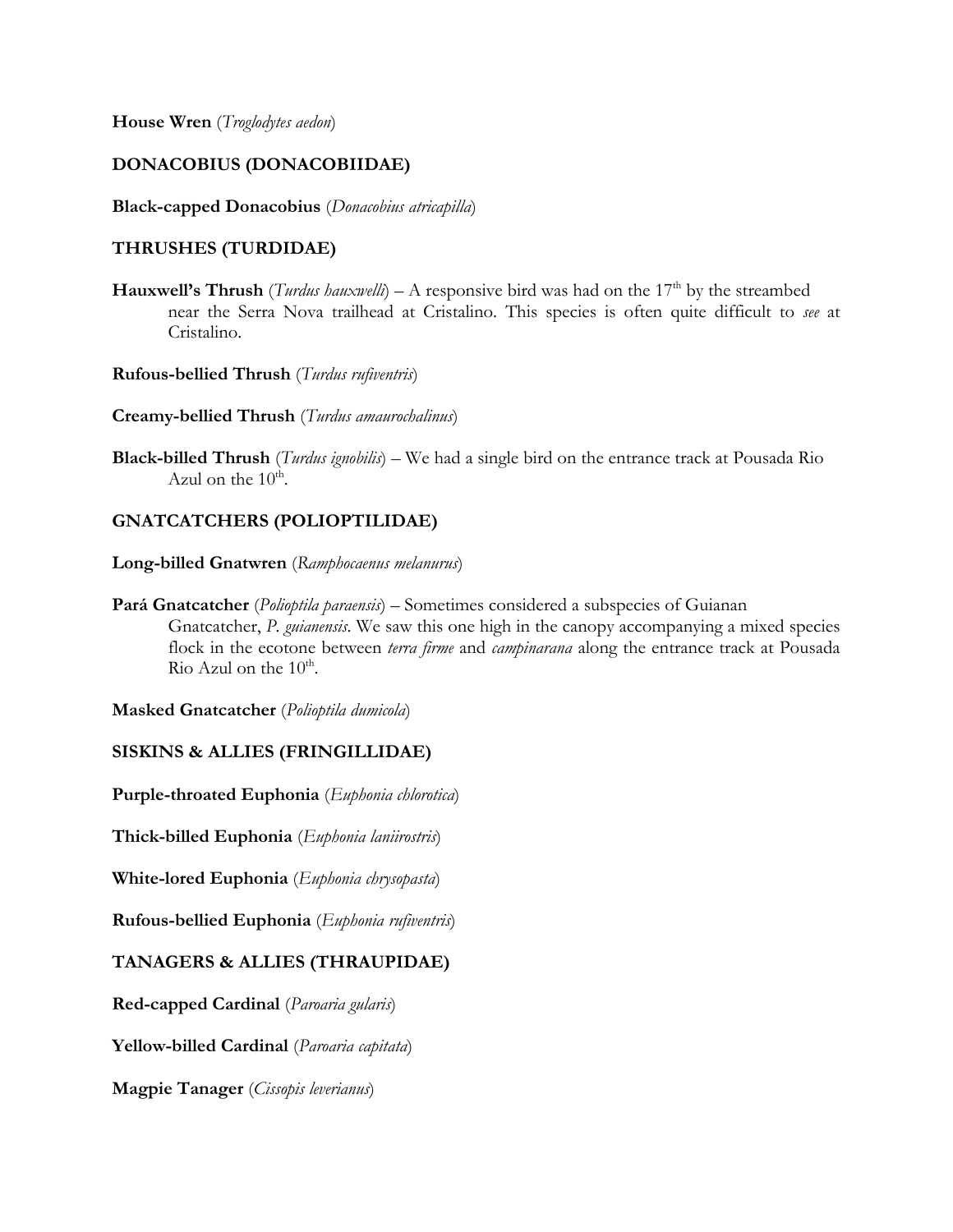**House Wren** (*Troglodytes aedon*)

## DONACOBIUS (DONACOBIIDAE)

**Black-capped Donacobius** (*Donacobius atricapilla*)

## THRUSHES (TURDIDAE)

**Hauxwell's Thrush** (*Turdus hauxwelli*) – A responsive bird was had on the 17th by the streambed near the Serra Nova trailhead at Cristalino. This species is often quite difficult to *see* at Cristalino.

**Rufous-bellied Thrush** (*Turdus rufiventris*)

**Creamy-bellied Thrush** (*Turdus amaurochalinus*)

**Black-billed Thrush** (*Turdus ignobilis*) – We had a single bird on the entrance track at Pousada Rio Azul on the 10th.

## GNATCATCHERS (POLIOPTILIDAE)

**Long-billed Gnatwren** (*Ramphocaenus melanurus*)

**Pará Gnatcatcher** (*Polioptila paraensis*) – Sometimes considered a subspecies of Guianan Gnatcatcher, *P. guianensis*. We saw this one high in the canopy accompanying a mixed species flock in the ecotone between *terra firme* and *campinarana* along the entrance track at Pousada Rio Azul on the 10th.

**Masked Gnatcatcher** (*Polioptila dumicola*)

## SISKINS & ALLIES (FRINGILLIDAE)

**Purple-throated Euphonia** (*Euphonia chlorotica*)

**Thick-billed Euphonia** (*Euphonia laniirostris*)

**White-lored Euphonia** (*Euphonia chrysopasta*)

**Rufous-bellied Euphonia** (*Euphonia rufiventris*)

## TANAGERS & ALLIES (THRAUPIDAE)

**Red-capped Cardinal** (*Paroaria gularis*)

**Yellow-billed Cardinal** (*Paroaria capitata*)

**Magpie Tanager** (*Cissopis leverianus*)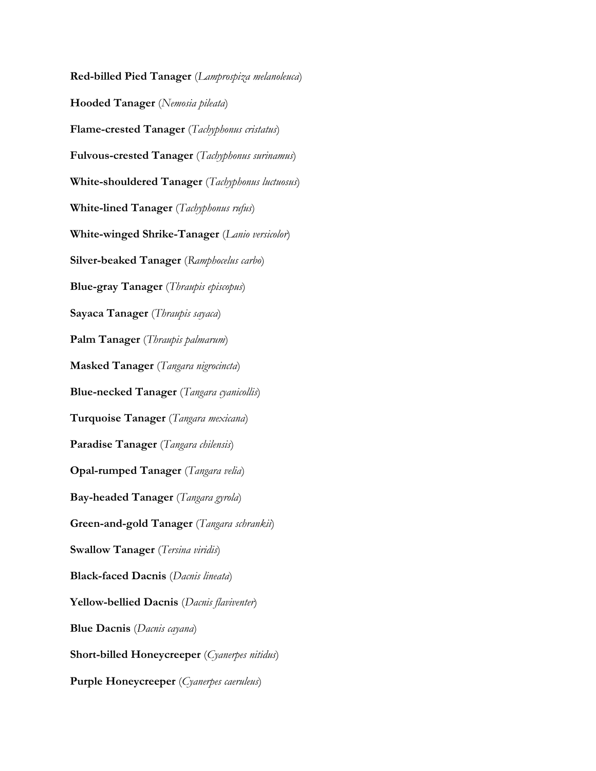**Red-billed Pied Tanager** (*Lamprospiza melanoleuca*)

**Hooded Tanager** (*Nemosia pileata*)

**Flame-crested Tanager** (*Tachyphonus cristatus*)

**Fulvous-crested Tanager** (*Tachyphonus surinamus*)

**White-shouldered Tanager** (*Tachyphonus luctuosus*)

**White-lined Tanager** (*Tachyphonus rufus*)

**White-winged Shrike-Tanager** (*Lanio versicolor*)

**Silver-beaked Tanager** (*Ramphocelus carbo*)

**Blue-gray Tanager** (*Thraupis episcopus*)

**Sayaca Tanager** (*Thraupis sayaca*)

**Palm Tanager** (*Thraupis palmarum*)

**Masked Tanager** (*Tangara nigrocincta*)

**Blue-necked Tanager** (*Tangara cyanicollis*)

**Turquoise Tanager** (*Tangara mexicana*)

**Paradise Tanager** (*Tangara chilensis*)

**Opal-rumped Tanager** (*Tangara velia*)

**Bay-headed Tanager** (*Tangara gyrola*)

**Green-and-gold Tanager** (*Tangara schrankii*)

**Swallow Tanager** (*Tersina viridis*)

**Black-faced Dacnis** (*Dacnis lineata*)

**Yellow-bellied Dacnis** (*Dacnis flaviventer*)

**Blue Dacnis** (*Dacnis cayana*)

**Short-billed Honeycreeper** (*Cyanerpes nitidus*)

**Purple Honeycreeper** (*Cyanerpes caeruleus*)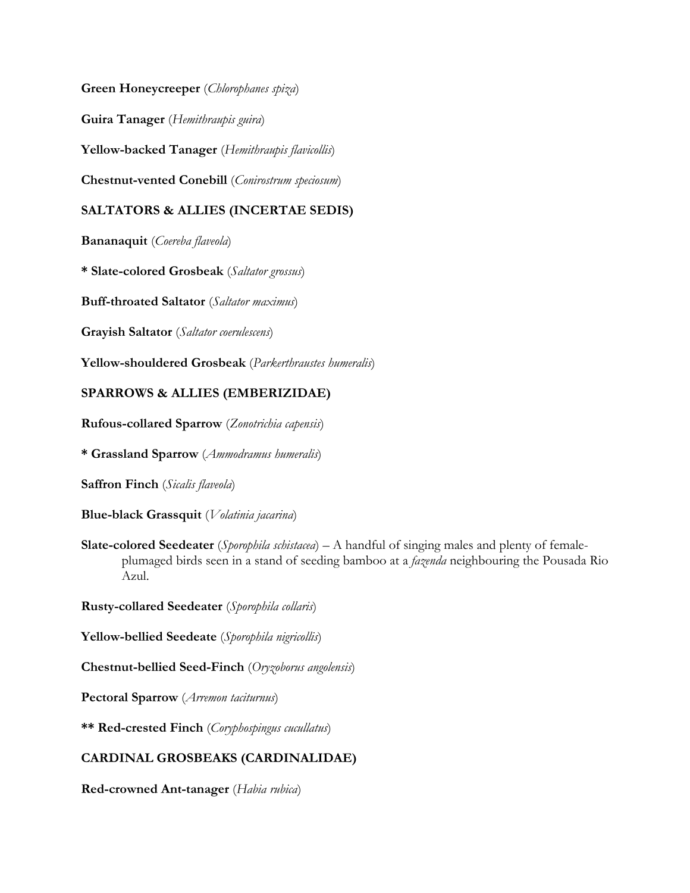**Green Honeycreeper** (*Chlorophanes spiza*)

**Guira Tanager** (*Hemithraupis guira*)

**Yellow-backed Tanager** (*Hemithraupis flavicollis*)

**Chestnut-vented Conebill** (*Conirostrum speciosum*)

**SALTATORS & ALLIES (INCERTAE SEDIS)**

**Bananaquit** (*Coereba flaveola*)

**\* Slate-colored Grosbeak** (*Saltator grossus*)

**Buff-throated Saltator** (*Saltator maximus*)

**Grayish Saltator** (*Saltator coerulescens*)

**Yellow-shouldered Grosbeak** (*Parkerthraustes humeralis*)

**SPARROWS & ALLIES (EMBERIZIDAE)**

**Rufous-collared Sparrow** (*Zonotrichia capensis*)

**\* Grassland Sparrow** (*Ammodramus humeralis*)

**Saffron Finch** (*Sicalis flaveola*)

**Blue-black Grassquit** (*Volatinia jacarina*)

**Slate-colored Seedeater** (*Sporophila schistacea*) – A handful of singing males and plenty of female-plumaged birds seen in a stand of seeding bamboo at a *fazenda* neighbouring the Pousada Rio Azul.

**Rusty-collared Seedeater** (*Sporophila collaris*)

**Yellow-bellied Seedeate** (*Sporophila nigricollis*)

**Chestnut-bellied Seed-Finch** (*Oryzoborus angolensis*)

**Pectoral Sparrow** (*Arremon taciturnus*)

**\*\* Red-crested Finch** (*Coryphospingus cucullatus*)

**CARDINAL GROSBEAKS (CARDINALIDAE)**

**Red-crowned Ant-tanager** (*Habia rubica*)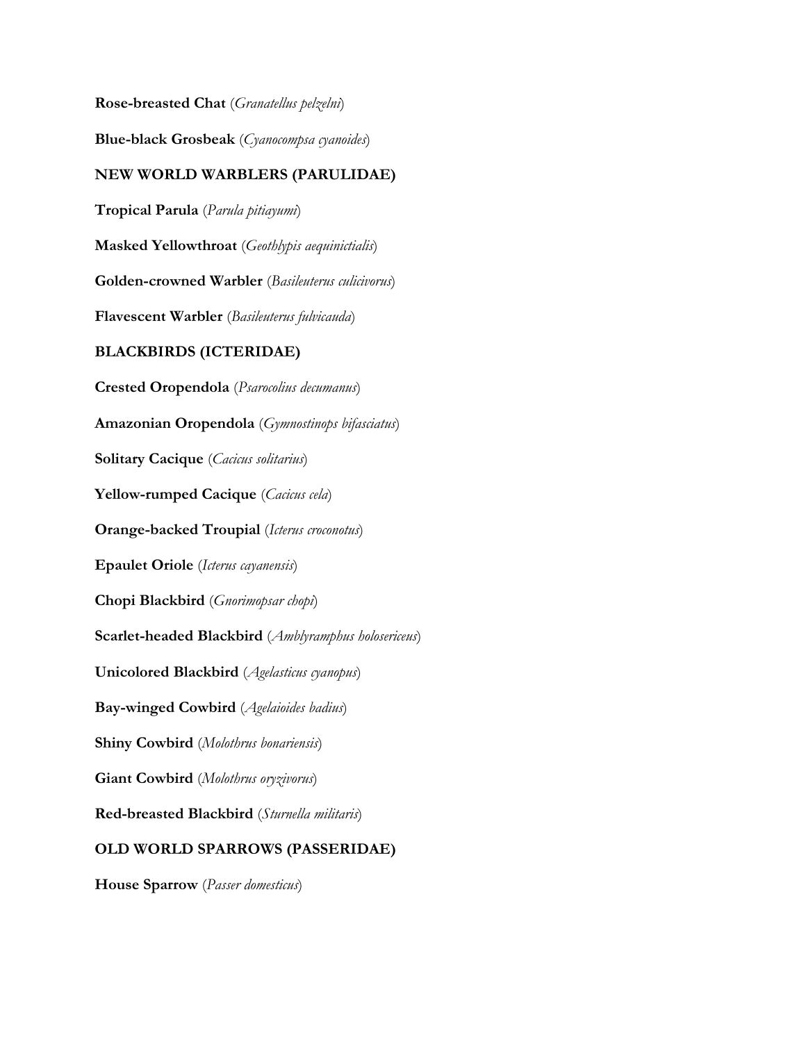**Rose-breasted Chat** (*Granatellus pelzelni*)

**Blue-black Grosbeak** (*Cyanocompsa cyanoides*)

**NEW WORLD WARBLERS (PARULIDAE)**

**Tropical Parula** (*Parula pitiayumi*)

**Masked Yellowthroat** (*Geothlypis aequinictialis*)

**Golden-crowned Warbler** (*Basileuterus culicivorus*)

**Flavescent Warbler** (*Basileuterus fulvicauda*)

**BLACKBIRDS (ICTERIDAE)**

**Crested Oropendola** (*Psarocolius decumanus*)

**Amazonian Oropendola** (*Gymnostinops bifasciatus*)

**Solitary Cacique** (*Cacicus solitarius*)

**Yellow-rumped Cacique** (*Cacicus cela*)

**Orange-backed Troupial** (*Icterus croconotus*)

**Epaulet Oriole** (*Icterus cayanensis*)

**Chopi Blackbird** (*Gnorimopsar chopi*)

**Scarlet-headed Blackbird** (*Amblyramphus holosericeus*)

**Unicolored Blackbird** (*Agelasticus cyanopus*)

**Bay-winged Cowbird** (*Agelaioides badius*)

**Shiny Cowbird** (*Molothrus bonariensis*)

**Giant Cowbird** (*Molothrus oryzivorus*)

**Red-breasted Blackbird** (*Sturnella militaris*)

**OLD WORLD SPARROWS (PASSERIDAE)**

**House Sparrow** (*Passer domesticus*)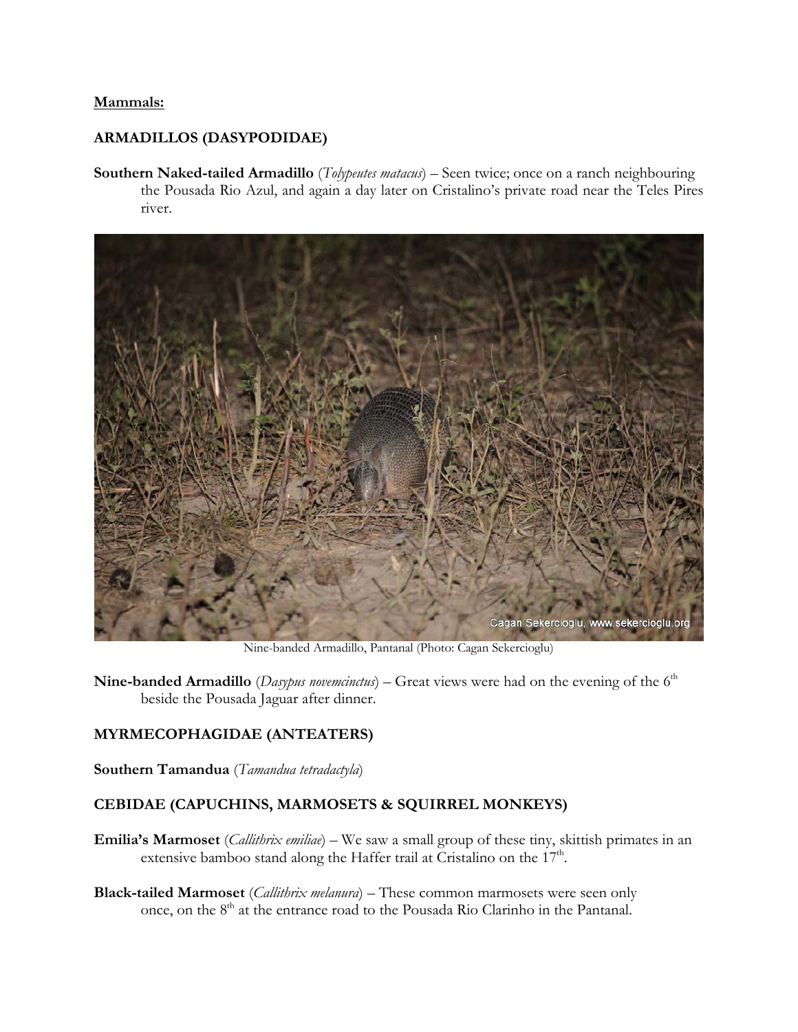**Mammals:**

**ARMADILLOS (DASYPODIDAE)**

**Southern Naked-tailed Armadillo** (*Tolypeutes matacus*) – Seen twice; once on a ranch neighbouring the Pousada Rio Azul, and again a day later on Cristalino's private road near the Teles Pires river.

Nine-banded Armadillo, Pantanal (Photo: Cagan Sekercioglu)

**Nine-banded Armadillo** (*Dasypus novemcinctus*) – Great views were had on the evening of the 6th beside the Pousada Jaguar after dinner.

**MYRMECOPHAGIDAE (ANTEATERS)**

**Southern Tamandua** (*Tamandua tetradactyla*)

**CEBIDAE (CAPUCHINS, MARMOSETS & SQUIRREL MONKEYS)**

**Emilia's Marmoset** (*Callithrix emiliae*) – We saw a small group of these tiny, skittish primates in an extensive bamboo stand along the Haffer trail at Cristalino on the 17th.

**Black-tailed Marmoset** (*Callithrix melanura*) – These common marmosets were seen only once, on the 8th at the entrance road to the Pousada Rio Clarinho in the Pantanal.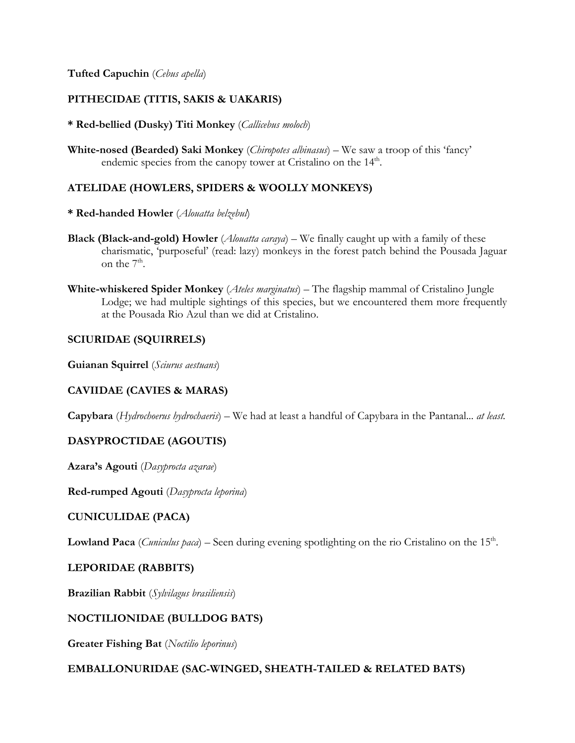**Tufted Capuchin** (*Cebus apella*)

**PITHECIDAE (TITIS, SAKIS & UAKARIS)**

**\* Red-bellied (Dusky) Titi Monkey** (*Callicebus moloch*)

**White-nosed (Bearded) Saki Monkey** (*Chiropotes albinasus*) – We saw a troop of this 'fancy' endemic species from the canopy tower at Cristalino on the 14th.

**ATELIDAE (HOWLERS, SPIDERS & WOOLLY MONKEYS)**

**\* Red-handed Howler** (*Alouatta belzebul*)

**Black (Black-and-gold) Howler** (*Alouatta caraya*) – We finally caught up with a family of these charismatic, 'purposeful' (read: lazy) monkeys in the forest patch behind the Pousada Jaguar on the 7th.

**White-whiskered Spider Monkey** (*Ateles marginatus*) – The flagship mammal of Cristalino Jungle Lodge; we had multiple sightings of this species, but we encountered them more frequently at the Pousada Rio Azul than we did at Cristalino.

**SCIURIDAE (SQUIRRELS)**

**Guianan Squirrel** (*Sciurus aestuans*)

**CAVIIDAE (CAVIES & MARAS)**

**Capybara** (*Hydrochoerus hydrochaeris*) – We had at least a handful of Capybara in the Pantanal... *at least*.

**DASYPROCTIDAE (AGOUTIS)**

**Azara's Agouti** (*Dasyprocta azarae*)

**Red-rumped Agouti** (*Dasyprocta leporina*)

**CUNICULIDAE (PACA)**

**Lowland Paca** (*Cuniculus paca*) – Seen during evening spotlighting on the rio Cristalino on the 15th.

**LEPORIDAE (RABBITS)**

**Brazilian Rabbit** (*Sylvilagus brasiliensis*)

**NOCTILIONIDAE (BULLDOG BATS)**

**Greater Fishing Bat** (*Noctilio leporinus*)

**EMBALLONURIDAE (SAC-WINGED, SHEATH-TAILED & RELATED BATS)**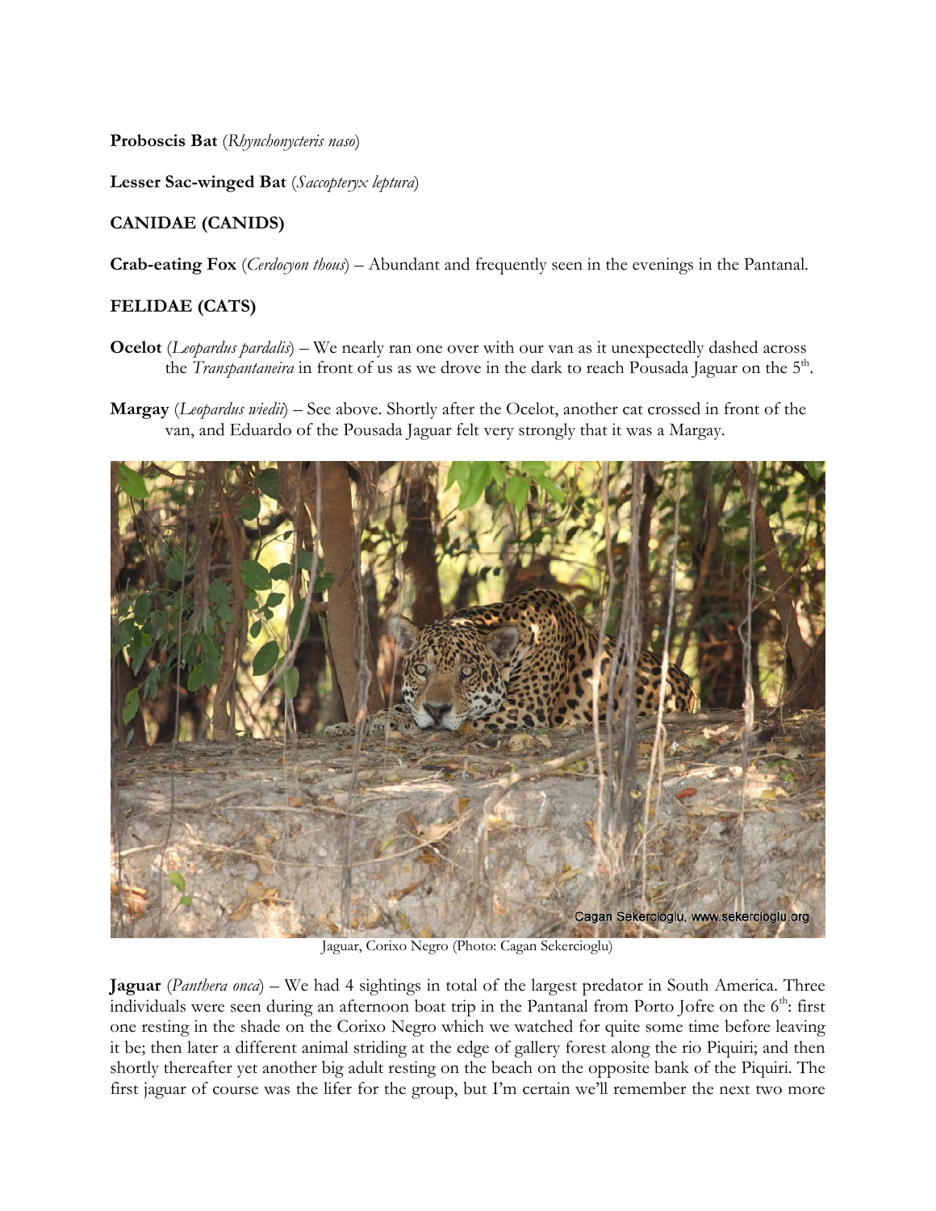**Proboscis Bat** (*Rhynchonycteris naso*)

**Lesser Sac-winged Bat** (*Saccopteryx leptura*)

**CANIDAE (CANIDS)**

**Crab-eating Fox** (*Cerdocyon thous*) – Abundant and frequently seen in the evenings in the Pantanal.

**FELIDAE (CATS)**

**Ocelot** (*Leopardus pardalis*) – We nearly ran one over with our van as it unexpectedly dashed across the *Transpantaneira* in front of us as we drove in the dark to reach Pousada Jaguar on the 5th.

**Margay** (*Leopardus wiedii*) – See above. Shortly after the Ocelot, another cat crossed in front of the van, and Eduardo of the Pousada Jaguar felt very strongly that it was a Margay.

Jaguar, Corixo Negro (Photo: Cagan Sekercioglu)

**Jaguar** (*Panthera onca*) – We had 4 sightings in total of the largest predator in South America. Three individuals were seen during an afternoon boat trip in the Pantanal from Porto Jofre on the 6th: first one resting in the shade on the Corixo Negro which we watched for quite some time before leaving it be; then later a different animal striding at the edge of gallery forest along the rio Piquiri; and then shortly thereafter yet another big adult resting on the beach on the opposite bank of the Piquiri. The first jaguar of course was the lifer for the group, but I'm certain we'll remember the next two more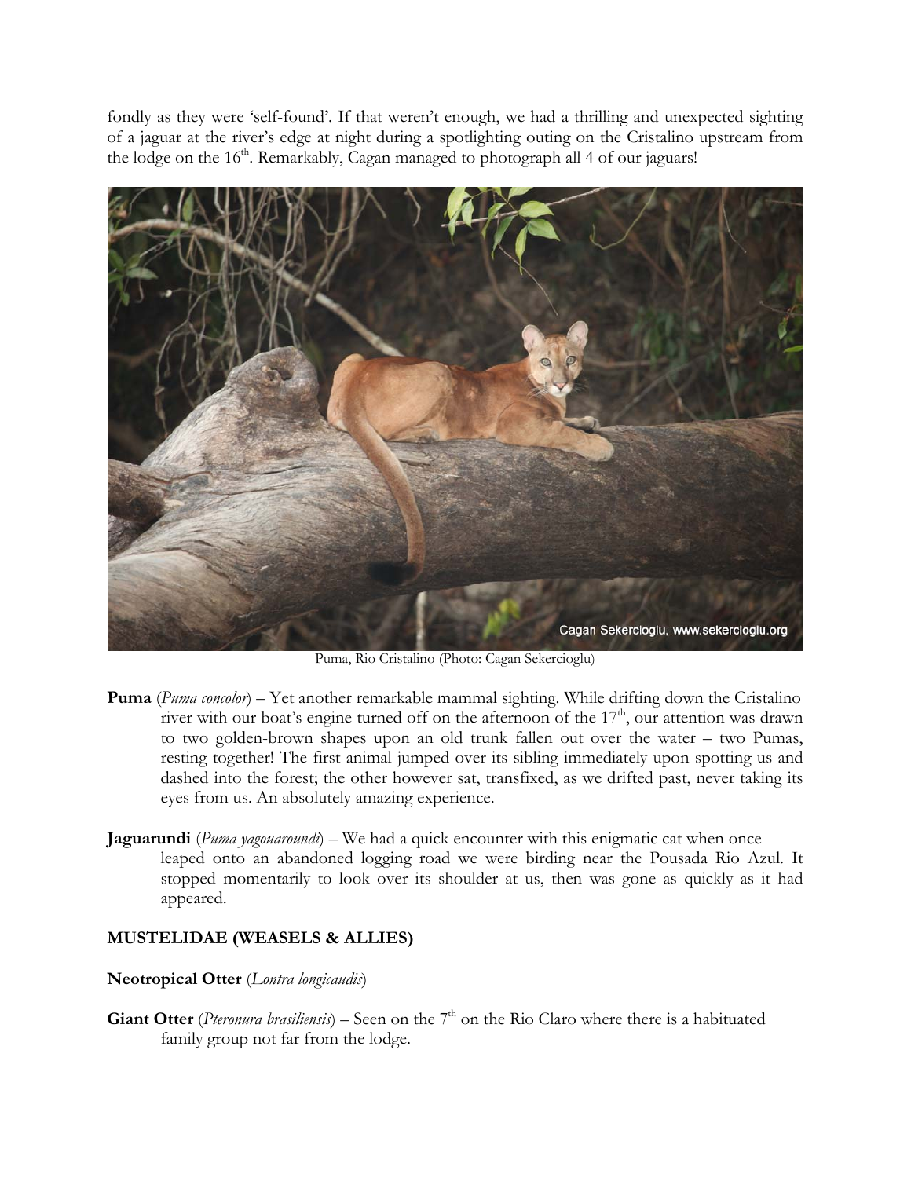fondly as they were 'self-found'. If that weren't enough, we had a thrilling and unexpected sighting of a jaguar at the river's edge at night during a spotlighting outing on the Cristalino upstream from the lodge on the 16th. Remarkably, Cagan managed to photograph all 4 of our jaguars!

Puma, Rio Cristalino (Photo: Cagan Sekercioglu)

**Puma** (*Puma concolor*) – Yet another remarkable mammal sighting. While drifting down the Cristalino river with our boat's engine turned off on the afternoon of the 17th, our attention was drawn to two golden-brown shapes upon an old trunk fallen out over the water – two Pumas, resting together! The first animal jumped over its sibling immediately upon spotting us and dashed into the forest; the other however sat, transfixed, as we drifted past, never taking its eyes from us. An absolutely amazing experience.

**Jaguarundi** (*Puma yagouaroundi*) – We had a quick encounter with this enigmatic cat when once leaped onto an abandoned logging road we were birding near the Pousada Rio Azul. It stopped momentarily to look over its shoulder at us, then was gone as quickly as it had appeared.

## MUSTELIDAE (WEASELS & ALLIES)

**Neotropical Otter** (*Lontra longicaudis*)

**Giant Otter** (*Pteronura brasiliensis*) – Seen on the 7th on the Rio Claro where there is a habituated family group not far from the lodge.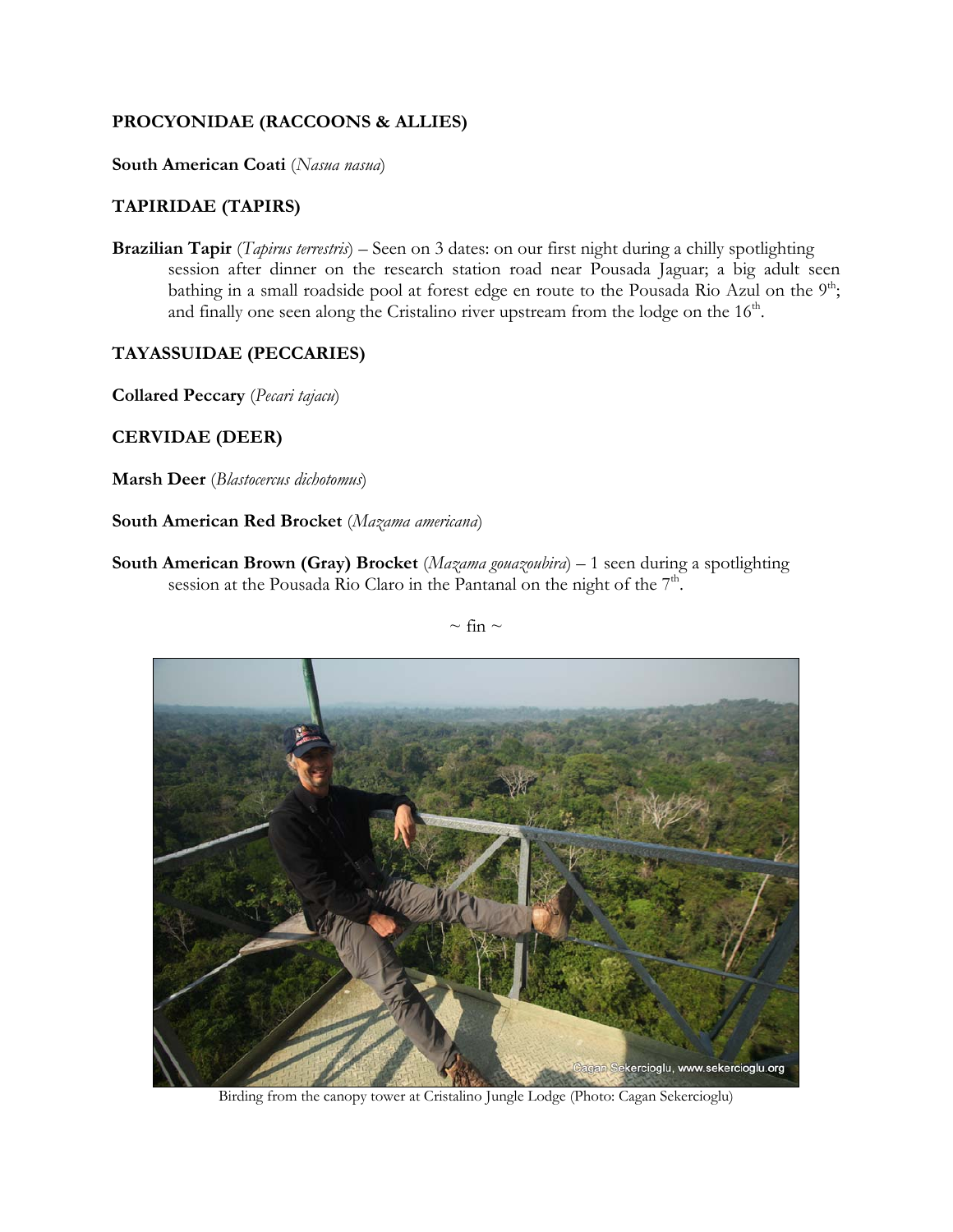## PROCYONIDAE (RACCOONS & ALLIES)

**South American Coati** (*Nasua nasua*)

## TAPIRIDAE (TAPIRS)

**Brazilian Tapir** (*Tapirus terrestris*) – Seen on 3 dates: on our first night during a chilly spotlighting session after dinner on the research station road near Pousada Jaguar; a big adult seen bathing in a small roadside pool at forest edge en route to the Pousada Rio Azul on the 9th; and finally one seen along the Cristalino river upstream from the lodge on the 16th.

## TAYASSUIDAE (PECCARIES)

**Collared Peccary** (*Pecari tajacu*)

## CERVIDAE (DEER)

**Marsh Deer** (*Blastocercus dichotomus*)

**South American Red Brocket** (*Mazama americana*)

**South American Brown (Gray) Brocket** (*Mazama gouazoubira*) – 1 seen during a spotlighting session at the Pousada Rio Claro in the Pantanal on the night of the 7th.

~ fin ~

Birding from the canopy tower at Cristalino Jungle Lodge (Photo: Cagan Sekercioglu)